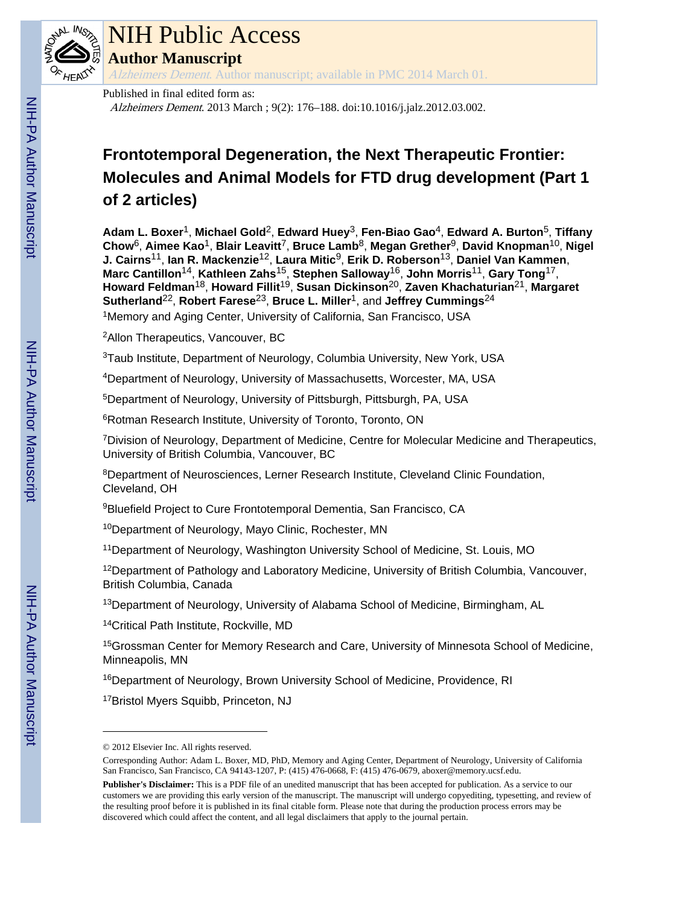# NIH Public Access

**Author Manuscript**

*Alzheimers Dement*. Author manuscript; available in PMC 2014 March 01.

Published in final edited form as:

*Alzheimers Dement*. 2013 March ; 9(2): 176–188. doi:10.1016/j.jalz.2012.03.002.

# Frontotemporal Degeneration, the Next Therapeutic Frontier: Molecules and Animal Models for FTD drug development (Part 1 of 2 articles)

**Adam L. Boxer**[1], **Michael Gold**[2], **Edward Huey**[3], **Fen-Biao Gao**[4], **Edward A. Burton**[5], **Tiffany Chow**[6], **Aimee Kao**[1], **Blair Leavitt**[7], **Bruce Lamb**[8], **Megan Grether**[9], **David Knopman**[10], **Nigel J. Cairns**[11], **Ian R. Mackenzie**[12], **Laura Mitic**[9], **Erik D. Roberson**[13], **Daniel Van Kammen**, **Marc Cantillon**[14], **Kathleen Zahs**[15], **Stephen Salloway**[16], **John Morris**[11], **Gary Tong**[17], **Howard Feldman**[18], **Howard Fillit**[19], **Susan Dickinson**[20], **Zaven Khachaturian**[21], **Margaret Sutherland**[22], **Robert Farese**[23], **Bruce L. Miller**[1], and **Jeffrey Cummings**[24]

[1]Memory and Aging Center, University of California, San Francisco, USA

[2]Allon Therapeutics, Vancouver, BC

[3]Taub Institute, Department of Neurology, Columbia University, New York, USA

[4]Department of Neurology, University of Massachusetts, Worcester, MA, USA

[5]Department of Neurology, University of Pittsburgh, Pittsburgh, PA, USA

[6]Rotman Research Institute, University of Toronto, Toronto, ON

[7]Division of Neurology, Department of Medicine, Centre for Molecular Medicine and Therapeutics, University of British Columbia, Vancouver, BC

[8]Department of Neurosciences, Lerner Research Institute, Cleveland Clinic Foundation, Cleveland, OH

[9]Bluefield Project to Cure Frontotemporal Dementia, San Francisco, CA

[10]Department of Neurology, Mayo Clinic, Rochester, MN

[11]Department of Neurology, Washington University School of Medicine, St. Louis, MO

[12]Department of Pathology and Laboratory Medicine, University of British Columbia, Vancouver, British Columbia, Canada

[13]Department of Neurology, University of Alabama School of Medicine, Birmingham, AL

[14]Critical Path Institute, Rockville, MD

[15]Grossman Center for Memory Research and Care, University of Minnesota School of Medicine, Minneapolis, MN

[16]Department of Neurology, Brown University School of Medicine, Providence, RI

[17]Bristol Myers Squibb, Princeton, NJ

---

© 2012 Elsevier Inc. All rights reserved.

Corresponding Author: Adam L. Boxer, MD, PhD, Memory and Aging Center, Department of Neurology, University of California San Francisco, San Francisco, CA 94143-1207, P: (415) 476-0668, F: (415) 476-0679, aboxer@memory.ucsf.edu.

**Publisher's Disclaimer:** This is a PDF file of an unedited manuscript that has been accepted for publication. As a service to our customers we are providing this early version of the manuscript. The manuscript will undergo copyediting, typesetting, and review of the resulting proof before it is published in its final citable form. Please note that during the production process errors may be discovered which could affect the content, and all legal disclaimers that apply to the journal pertain.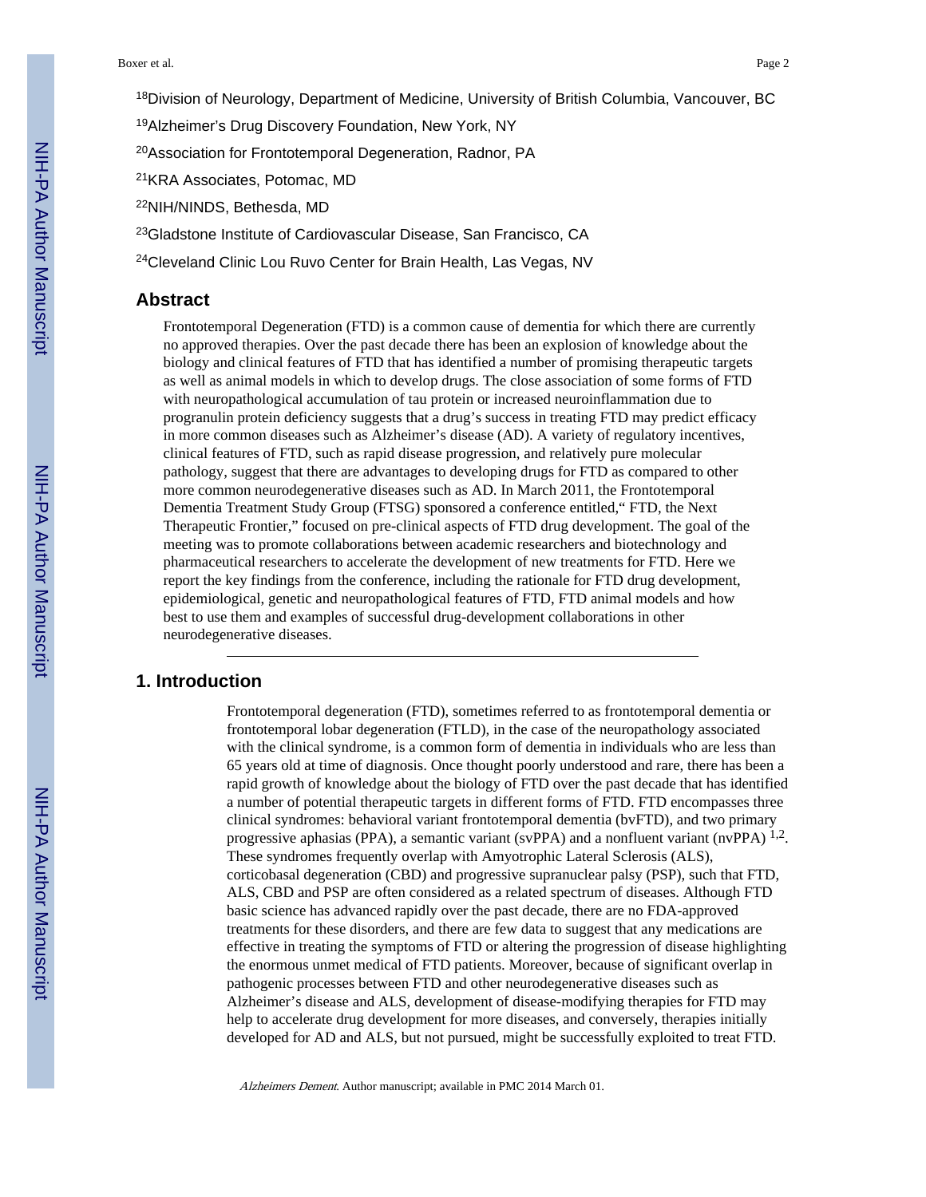[18]Division of Neurology, Department of Medicine, University of British Columbia, Vancouver, BC

[19]Alzheimer's Drug Discovery Foundation, New York, NY

[20]Association for Frontotemporal Degeneration, Radnor, PA

[21]KRA Associates, Potomac, MD

[22]NIH/NINDS, Bethesda, MD

[23]Gladstone Institute of Cardiovascular Disease, San Francisco, CA

[24]Cleveland Clinic Lou Ruvo Center for Brain Health, Las Vegas, NV

## Abstract

Frontotemporal Degeneration (FTD) is a common cause of dementia for which there are currently no approved therapies. Over the past decade there has been an explosion of knowledge about the biology and clinical features of FTD that has identified a number of promising therapeutic targets as well as animal models in which to develop drugs. The close association of some forms of FTD with neuropathological accumulation of tau protein or increased neuroinflammation due to progranulin protein deficiency suggests that a drug's success in treating FTD may predict efficacy in more common diseases such as Alzheimer's disease (AD). A variety of regulatory incentives, clinical features of FTD, such as rapid disease progression, and relatively pure molecular pathology, suggest that there are advantages to developing drugs for FTD as compared to other more common neurodegenerative diseases such as AD. In March 2011, the Frontotemporal Dementia Treatment Study Group (FTSG) sponsored a conference entitled," FTD, the Next Therapeutic Frontier," focused on pre-clinical aspects of FTD drug development. The goal of the meeting was to promote collaborations between academic researchers and biotechnology and pharmaceutical researchers to accelerate the development of new treatments for FTD. Here we report the key findings from the conference, including the rationale for FTD drug development, epidemiological, genetic and neuropathological features of FTD, FTD animal models and how best to use them and examples of successful drug-development collaborations in other neurodegenerative diseases.

## 1. Introduction

Frontotemporal degeneration (FTD), sometimes referred to as frontotemporal dementia or frontotemporal lobar degeneration (FTLD), in the case of the neuropathology associated with the clinical syndrome, is a common form of dementia in individuals who are less than 65 years old at time of diagnosis. Once thought poorly understood and rare, there has been a rapid growth of knowledge about the biology of FTD over the past decade that has identified a number of potential therapeutic targets in different forms of FTD. FTD encompasses three clinical syndromes: behavioral variant frontotemporal dementia (bvFTD), and two primary progressive aphasias (PPA), a semantic variant (svPPA) and a nonfluent variant (nvPPA) [1,2]. These syndromes frequently overlap with Amyotrophic Lateral Sclerosis (ALS), corticobasal degeneration (CBD) and progressive supranuclear palsy (PSP), such that FTD, ALS, CBD and PSP are often considered as a related spectrum of diseases. Although FTD basic science has advanced rapidly over the past decade, there are no FDA-approved treatments for these disorders, and there are few data to suggest that any medications are effective in treating the symptoms of FTD or altering the progression of disease highlighting the enormous unmet medical of FTD patients. Moreover, because of significant overlap in pathogenic processes between FTD and other neurodegenerative diseases such as Alzheimer's disease and ALS, development of disease-modifying therapies for FTD may help to accelerate drug development for more diseases, and conversely, therapies initially developed for AD and ALS, but not pursued, might be successfully exploited to treat FTD.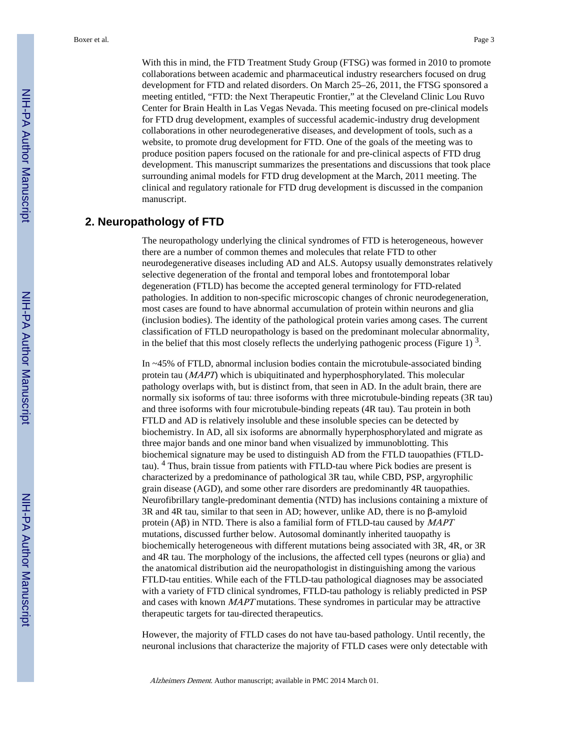With this in mind, the FTD Treatment Study Group (FTSG) was formed in 2010 to promote collaborations between academic and pharmaceutical industry researchers focused on drug development for FTD and related disorders. On March 25–26, 2011, the FTSG sponsored a meeting entitled, "FTD: the Next Therapeutic Frontier," at the Cleveland Clinic Lou Ruvo Center for Brain Health in Las Vegas Nevada. This meeting focused on pre-clinical models for FTD drug development, examples of successful academic-industry drug development collaborations in other neurodegenerative diseases, and development of tools, such as a website, to promote drug development for FTD. One of the goals of the meeting was to produce position papers focused on the rationale for and pre-clinical aspects of FTD drug development. This manuscript summarizes the presentations and discussions that took place surrounding animal models for FTD drug development at the March, 2011 meeting. The clinical and regulatory rationale for FTD drug development is discussed in the companion manuscript.

## 2. Neuropathology of FTD

The neuropathology underlying the clinical syndromes of FTD is heterogeneous, however there are a number of common themes and molecules that relate FTD to other neurodegenerative diseases including AD and ALS. Autopsy usually demonstrates relatively selective degeneration of the frontal and temporal lobes and frontotemporal lobar degeneration (FTLD) has become the accepted general terminology for FTD-related pathologies. In addition to non-specific microscopic changes of chronic neurodegeneration, most cases are found to have abnormal accumulation of protein within neurons and glia (inclusion bodies). The identity of the pathological protein varies among cases. The current classification of FTLD neuropathology is based on the predominant molecular abnormality, in the belief that this most closely reflects the underlying pathogenic process (Figure 1) [3].

In ~45% of FTLD, abnormal inclusion bodies contain the microtubule-associated binding protein tau (*MAPT*) which is ubiquitinated and hyperphosphorylated. This molecular pathology overlaps with, but is distinct from, that seen in AD. In the adult brain, there are normally six isoforms of tau: three isoforms with three microtubule-binding repeats (3R tau) and three isoforms with four microtubule-binding repeats (4R tau). Tau protein in both FTLD and AD is relatively insoluble and these insoluble species can be detected by biochemistry. In AD, all six isoforms are abnormally hyperphosphorylated and migrate as three major bands and one minor band when visualized by immunoblotting. This biochemical signature may be used to distinguish AD from the FTLD tauopathies (FTLD-tau). [4] Thus, brain tissue from patients with FTLD-tau where Pick bodies are present is characterized by a predominance of pathological 3R tau, while CBD, PSP, argyrophilic grain disease (AGD), and some other rare disorders are predominantly 4R tauopathies. Neurofibrillary tangle-predominant dementia (NTD) has inclusions containing a mixture of 3R and 4R tau, similar to that seen in AD; however, unlike AD, there is no β-amyloid protein (Aβ) in NTD. There is also a familial form of FTLD-tau caused by *MAPT* mutations, discussed further below. Autosomal dominantly inherited tauopathy is biochemically heterogeneous with different mutations being associated with 3R, 4R, or 3R and 4R tau. The morphology of the inclusions, the affected cell types (neurons or glia) and the anatomical distribution aid the neuropathologist in distinguishing among the various FTLD-tau entities. While each of the FTLD-tau pathological diagnoses may be associated with a variety of FTD clinical syndromes, FTLD-tau pathology is reliably predicted in PSP and cases with known *MAPT* mutations. These syndromes in particular may be attractive therapeutic targets for tau-directed therapeutics.

However, the majority of FTLD cases do not have tau-based pathology. Until recently, the neuronal inclusions that characterize the majority of FTLD cases were only detectable with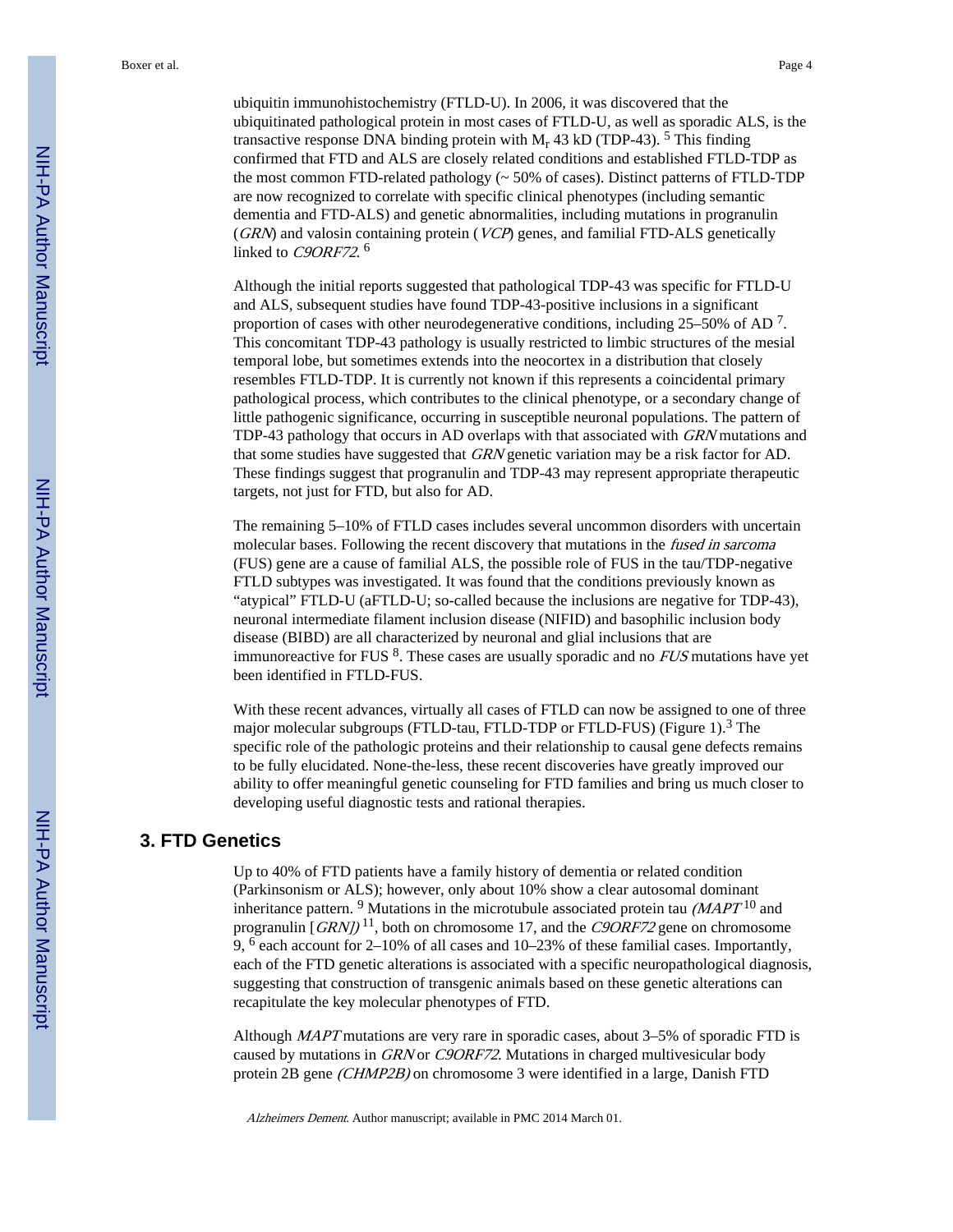ubiquitin immunohistochemistry (FTLD-U). In 2006, it was discovered that the ubiquitinated pathological protein in most cases of FTLD-U, as well as sporadic ALS, is the transactive response DNA binding protein with $M_r$ 43 kD (TDP-43).[5] This finding confirmed that FTD and ALS are closely related conditions and established FTLD-TDP as the most common FTD-related pathology (~ 50% of cases). Distinct patterns of FTLD-TDP are now recognized to correlate with specific clinical phenotypes (including semantic dementia and FTD-ALS) and genetic abnormalities, including mutations in progranulin (*GRN*) and valosin containing protein (*VCP*) genes, and familial FTD-ALS genetically linked to *C9ORF72*.[6]

Although the initial reports suggested that pathological TDP-43 was specific for FTLD-U and ALS, subsequent studies have found TDP-43-positive inclusions in a significant proportion of cases with other neurodegenerative conditions, including 25–50% of AD[7]. This concomitant TDP-43 pathology is usually restricted to limbic structures of the mesial temporal lobe, but sometimes extends into the neocortex in a distribution that closely resembles FTLD-TDP. It is currently not known if this represents a coincidental primary pathological process, which contributes to the clinical phenotype, or a secondary change of little pathogenic significance, occurring in susceptible neuronal populations. The pattern of TDP-43 pathology that occurs in AD overlaps with that associated with *GRN* mutations and that some studies have suggested that *GRN* genetic variation may be a risk factor for AD. These findings suggest that progranulin and TDP-43 may represent appropriate therapeutic targets, not just for FTD, but also for AD.

The remaining 5–10% of FTLD cases includes several uncommon disorders with uncertain molecular bases. Following the recent discovery that mutations in the *fused in sarcoma* (FUS) gene are a cause of familial ALS, the possible role of FUS in the tau/TDP-negative FTLD subtypes was investigated. It was found that the conditions previously known as "atypical" FTLD-U (aFTLD-U; so-called because the inclusions are negative for TDP-43), neuronal intermediate filament inclusion disease (NIFID) and basophilic inclusion body disease (BIBD) are all characterized by neuronal and glial inclusions that are immunoreactive for FUS[8]. These cases are usually sporadic and no *FUS* mutations have yet been identified in FTLD-FUS.

With these recent advances, virtually all cases of FTLD can now be assigned to one of three major molecular subgroups (FTLD-tau, FTLD-TDP or FTLD-FUS) (Figure 1).[3] The specific role of the pathologic proteins and their relationship to causal gene defects remains to be fully elucidated. None-the-less, these recent discoveries have greatly improved our ability to offer meaningful genetic counseling for FTD families and bring us much closer to developing useful diagnostic tests and rational therapies.

## 3. FTD Genetics

Up to 40% of FTD patients have a family history of dementia or related condition (Parkinsonism or ALS); however, only about 10% show a clear autosomal dominant inheritance pattern.[9] Mutations in the microtubule associated protein tau *(MAPT*[10] and progranulin [*GRN])*[11], both on chromosome 17, and the *C9ORF72* gene on chromosome 9,[6] each account for 2–10% of all cases and 10–23% of these familial cases. Importantly, each of the FTD genetic alterations is associated with a specific neuropathological diagnosis, suggesting that construction of transgenic animals based on these genetic alterations can recapitulate the key molecular phenotypes of FTD.

Although *MAPT* mutations are very rare in sporadic cases, about 3–5% of sporadic FTD is caused by mutations in *GRN* or *C9ORF72*. Mutations in charged multivesicular body protein 2B gene *(CHMP2B)* on chromosome 3 were identified in a large, Danish FTD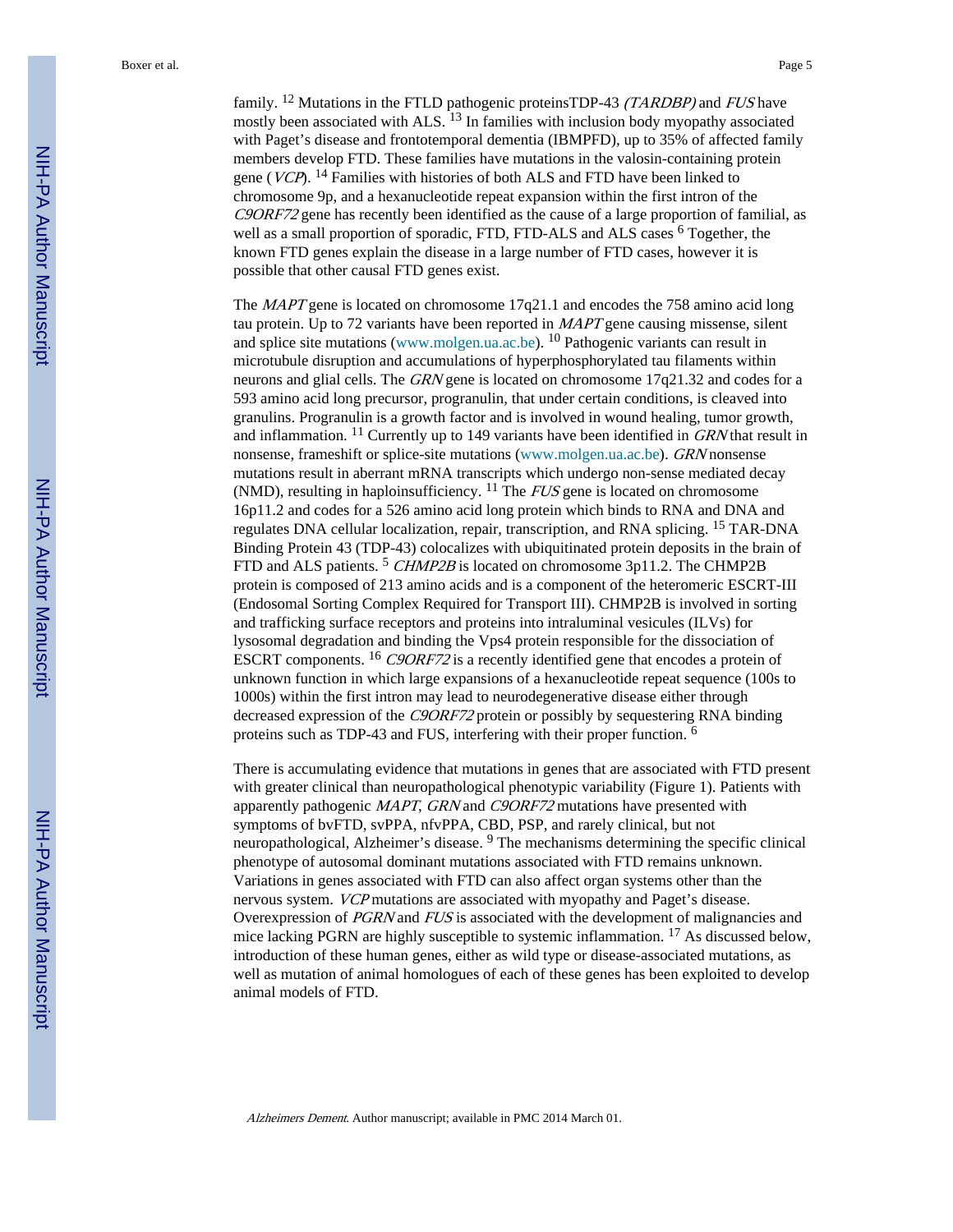family. [12] Mutations in the FTLD pathogenic proteinsTDP-43 *(TARDBP)* and *FUS* have mostly been associated with ALS. [13] In families with inclusion body myopathy associated with Paget's disease and frontotemporal dementia (IBMPFD), up to 35% of affected family members develop FTD. These families have mutations in the valosin-containing protein gene (*VCP*). [14] Families with histories of both ALS and FTD have been linked to chromosome 9p, and a hexanucleotide repeat expansion within the first intron of the *C9ORF72* gene has recently been identified as the cause of a large proportion of familial, as well as a small proportion of sporadic, FTD, FTD-ALS and ALS cases [6] Together, the known FTD genes explain the disease in a large number of FTD cases, however it is possible that other causal FTD genes exist.

The *MAPT* gene is located on chromosome 17q21.1 and encodes the 758 amino acid long tau protein. Up to 72 variants have been reported in *MAPT* gene causing missense, silent and splice site mutations (www.molgen.ua.ac.be). [10] Pathogenic variants can result in microtubule disruption and accumulations of hyperphosphorylated tau filaments within neurons and glial cells. The *GRN* gene is located on chromosome 17q21.32 and codes for a 593 amino acid long precursor, progranulin, that under certain conditions, is cleaved into granulins. Progranulin is a growth factor and is involved in wound healing, tumor growth, and inflammation. [11] Currently up to 149 variants have been identified in *GRN* that result in nonsense, frameshift or splice-site mutations (www.molgen.ua.ac.be). *GRN* nonsense mutations result in aberrant mRNA transcripts which undergo non-sense mediated decay (NMD), resulting in haploinsufficiency. [11] The *FUS* gene is located on chromosome 16p11.2 and codes for a 526 amino acid long protein which binds to RNA and DNA and regulates DNA cellular localization, repair, transcription, and RNA splicing. [15] TAR-DNA Binding Protein 43 (TDP-43) colocalizes with ubiquitinated protein deposits in the brain of FTD and ALS patients. [5] *CHMP2B* is located on chromosome 3p11.2. The CHMP2B protein is composed of 213 amino acids and is a component of the heteromeric ESCRT-III (Endosomal Sorting Complex Required for Transport III). CHMP2B is involved in sorting and trafficking surface receptors and proteins into intraluminal vesicles (ILVs) for lysosomal degradation and binding the Vps4 protein responsible for the dissociation of ESCRT components. [16] *C9ORF72* is a recently identified gene that encodes a protein of unknown function in which large expansions of a hexanucleotide repeat sequence (100s to 1000s) within the first intron may lead to neurodegenerative disease either through decreased expression of the *C9ORF72* protein or possibly by sequestering RNA binding proteins such as TDP-43 and FUS, interfering with their proper function. [6]

There is accumulating evidence that mutations in genes that are associated with FTD present with greater clinical than neuropathological phenotypic variability (Figure 1). Patients with apparently pathogenic *MAPT*, *GRN* and *C9ORF72* mutations have presented with symptoms of bvFTD, svPPA, nfvPPA, CBD, PSP, and rarely clinical, but not neuropathological, Alzheimer's disease. [9] The mechanisms determining the specific clinical phenotype of autosomal dominant mutations associated with FTD remains unknown. Variations in genes associated with FTD can also affect organ systems other than the nervous system. *VCP* mutations are associated with myopathy and Paget's disease. Overexpression of *PGRN* and *FUS* is associated with the development of malignancies and mice lacking PGRN are highly susceptible to systemic inflammation. [17] As discussed below, introduction of these human genes, either as wild type or disease-associated mutations, as well as mutation of animal homologues of each of these genes has been exploited to develop animal models of FTD.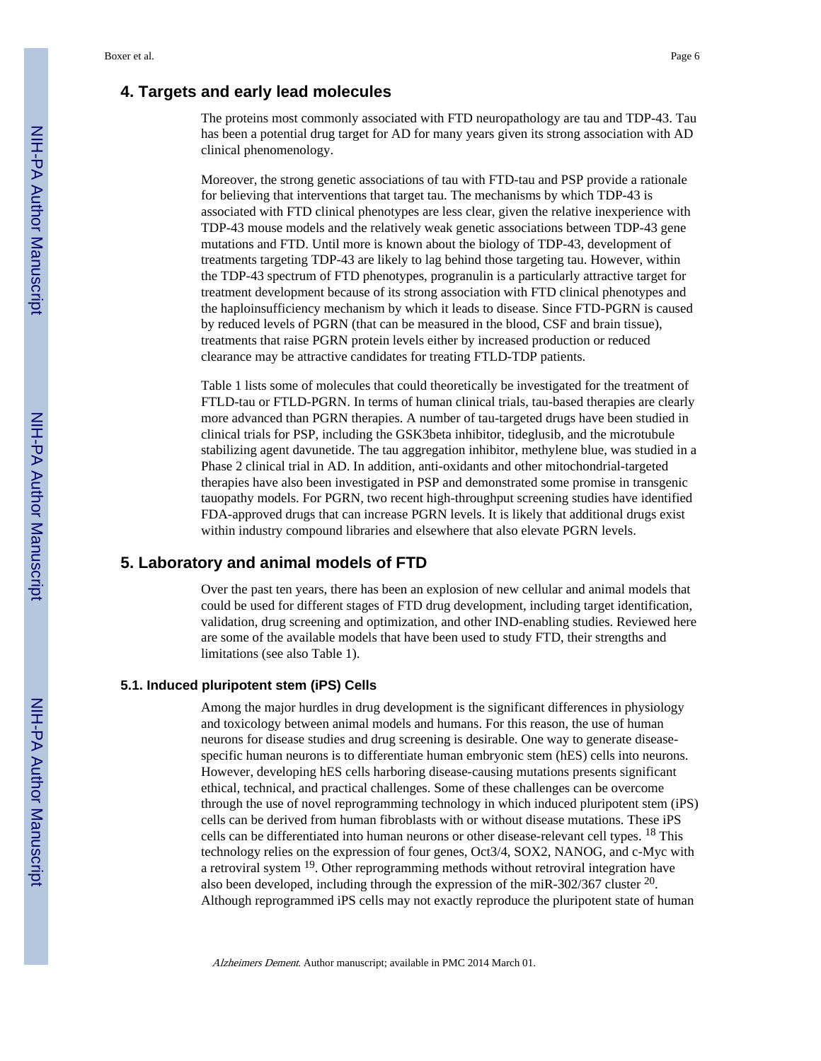## 4. Targets and early lead molecules

The proteins most commonly associated with FTD neuropathology are tau and TDP-43. Tau has been a potential drug target for AD for many years given its strong association with AD clinical phenomenology.

Moreover, the strong genetic associations of tau with FTD-tau and PSP provide a rationale for believing that interventions that target tau. The mechanisms by which TDP-43 is associated with FTD clinical phenotypes are less clear, given the relative inexperience with TDP-43 mouse models and the relatively weak genetic associations between TDP-43 gene mutations and FTD. Until more is known about the biology of TDP-43, development of treatments targeting TDP-43 are likely to lag behind those targeting tau. However, within the TDP-43 spectrum of FTD phenotypes, progranulin is a particularly attractive target for treatment development because of its strong association with FTD clinical phenotypes and the haploinsufficiency mechanism by which it leads to disease. Since FTD-PGRN is caused by reduced levels of PGRN (that can be measured in the blood, CSF and brain tissue), treatments that raise PGRN protein levels either by increased production or reduced clearance may be attractive candidates for treating FTLD-TDP patients.

Table 1 lists some of molecules that could theoretically be investigated for the treatment of FTLD-tau or FTLD-PGRN. In terms of human clinical trials, tau-based therapies are clearly more advanced than PGRN therapies. A number of tau-targeted drugs have been studied in clinical trials for PSP, including the GSK3beta inhibitor, tideglusib, and the microtubule stabilizing agent davunetide. The tau aggregation inhibitor, methylene blue, was studied in a Phase 2 clinical trial in AD. In addition, anti-oxidants and other mitochondrial-targeted therapies have also been investigated in PSP and demonstrated some promise in transgenic tauopathy models. For PGRN, two recent high-throughput screening studies have identified FDA-approved drugs that can increase PGRN levels. It is likely that additional drugs exist within industry compound libraries and elsewhere that also elevate PGRN levels.

## 5. Laboratory and animal models of FTD

Over the past ten years, there has been an explosion of new cellular and animal models that could be used for different stages of FTD drug development, including target identification, validation, drug screening and optimization, and other IND-enabling studies. Reviewed here are some of the available models that have been used to study FTD, their strengths and limitations (see also Table 1).

### 5.1. Induced pluripotent stem (iPS) Cells

Among the major hurdles in drug development is the significant differences in physiology and toxicology between animal models and humans. For this reason, the use of human neurons for disease studies and drug screening is desirable. One way to generate disease-specific human neurons is to differentiate human embryonic stem (hES) cells into neurons. However, developing hES cells harboring disease-causing mutations presents significant ethical, technical, and practical challenges. Some of these challenges can be overcome through the use of novel reprogramming technology in which induced pluripotent stem (iPS) cells can be derived from human fibroblasts with or without disease mutations. These iPS cells can be differentiated into human neurons or other disease-relevant cell types. [18] This technology relies on the expression of four genes, Oct3/4, SOX2, NANOG, and c-Myc with a retroviral system [19]. Other reprogramming methods without retroviral integration have also been developed, including through the expression of the miR-302/367 cluster [20]. Although reprogrammed iPS cells may not exactly reproduce the pluripotent state of human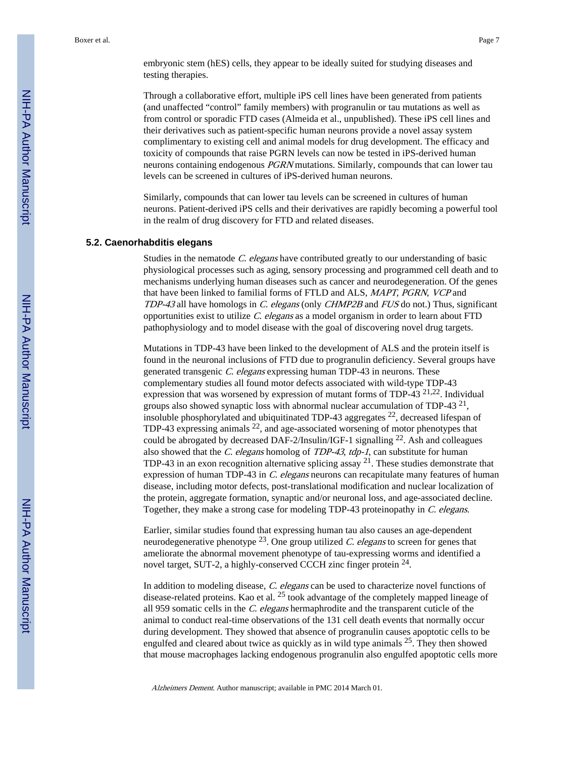embryonic stem (hES) cells, they appear to be ideally suited for studying diseases and testing therapies.

Through a collaborative effort, multiple iPS cell lines have been generated from patients (and unaffected "control" family members) with progranulin or tau mutations as well as from control or sporadic FTD cases (Almeida et al., unpublished). These iPS cell lines and their derivatives such as patient-specific human neurons provide a novel assay system complimentary to existing cell and animal models for drug development. The efficacy and toxicity of compounds that raise PGRN levels can now be tested in iPS-derived human neurons containing endogenous *PGRN* mutations. Similarly, compounds that can lower tau levels can be screened in cultures of iPS-derived human neurons.

Similarly, compounds that can lower tau levels can be screened in cultures of human neurons. Patient-derived iPS cells and their derivatives are rapidly becoming a powerful tool in the realm of drug discovery for FTD and related diseases.

### 5.2. Caenorhabditis elegans

Studies in the nematode *C. elegans* have contributed greatly to our understanding of basic physiological processes such as aging, sensory processing and programmed cell death and to mechanisms underlying human diseases such as cancer and neurodegeneration. Of the genes that have been linked to familial forms of FTLD and ALS, *MAPT*, *PGRN*, *VCP* and *TDP-43* all have homologs in *C. elegans* (only *CHMP2B* and *FUS* do not.) Thus, significant opportunities exist to utilize *C. elegans* as a model organism in order to learn about FTD pathophysiology and to model disease with the goal of discovering novel drug targets.

Mutations in TDP-43 have been linked to the development of ALS and the protein itself is found in the neuronal inclusions of FTD due to progranulin deficiency. Several groups have generated transgenic *C. elegans* expressing human TDP-43 in neurons. These complementary studies all found motor defects associated with wild-type TDP-43 expression that was worsened by expression of mutant forms of TDP-43 [21,22]. Individual groups also showed synaptic loss with abnormal nuclear accumulation of TDP-43 [21], insoluble phosphorylated and ubiquitinated TDP-43 aggregates [22], decreased lifespan of TDP-43 expressing animals [22], and age-associated worsening of motor phenotypes that could be abrogated by decreased DAF-2/Insulin/IGF-1 signalling [22]. Ash and colleagues also showed that the *C. elegans* homolog of *TDP-43*, *tdp-1*, can substitute for human TDP-43 in an exon recognition alternative splicing assay [21]. These studies demonstrate that expression of human TDP-43 in *C. elegans* neurons can recapitulate many features of human disease, including motor defects, post-translational modification and nuclear localization of the protein, aggregate formation, synaptic and/or neuronal loss, and age-associated decline. Together, they make a strong case for modeling TDP-43 proteinopathy in *C. elegans*.

Earlier, similar studies found that expressing human tau also causes an age-dependent neurodegenerative phenotype [23]. One group utilized *C. elegans* to screen for genes that ameliorate the abnormal movement phenotype of tau-expressing worms and identified a novel target, SUT-2, a highly-conserved CCCH zinc finger protein [24].

In addition to modeling disease, *C. elegans* can be used to characterize novel functions of disease-related proteins. Kao et al. [25] took advantage of the completely mapped lineage of all 959 somatic cells in the *C. elegans* hermaphrodite and the transparent cuticle of the animal to conduct real-time observations of the 131 cell death events that normally occur during development. They showed that absence of progranulin causes apoptotic cells to be engulfed and cleared about twice as quickly as in wild type animals [25]. They then showed that mouse macrophages lacking endogenous progranulin also engulfed apoptotic cells more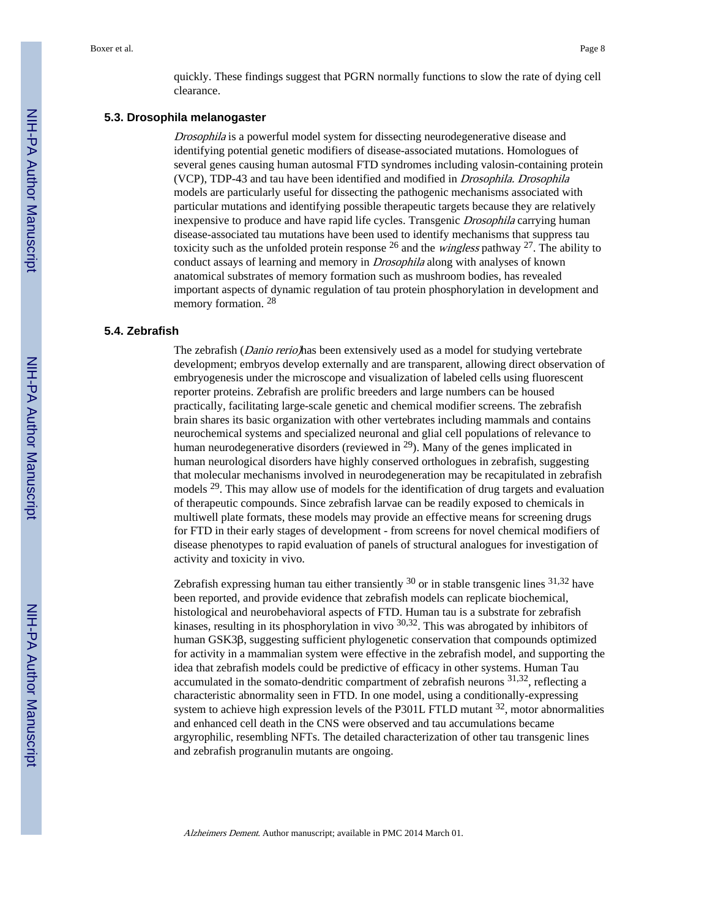quickly. These findings suggest that PGRN normally functions to slow the rate of dying cell clearance.

### 5.3. Drosophila melanogaster

*Drosophila* is a powerful model system for dissecting neurodegenerative disease and identifying potential genetic modifiers of disease-associated mutations. Homologues of several genes causing human autosmal FTD syndromes including valosin-containing protein (VCP), TDP-43 and tau have been identified and modified in *Drosophila*. *Drosophila* models are particularly useful for dissecting the pathogenic mechanisms associated with particular mutations and identifying possible therapeutic targets because they are relatively inexpensive to produce and have rapid life cycles. Transgenic *Drosophila* carrying human disease-associated tau mutations have been used to identify mechanisms that suppress tau toxicity such as the unfolded protein response [26] and the *wingless* pathway [27]. The ability to conduct assays of learning and memory in *Drosophila* along with analyses of known anatomical substrates of memory formation such as mushroom bodies, has revealed important aspects of dynamic regulation of tau protein phosphorylation in development and memory formation. [28]

### 5.4. Zebrafish

The zebrafish (*Danio rerio*) has been extensively used as a model for studying vertebrate development; embryos develop externally and are transparent, allowing direct observation of embryogenesis under the microscope and visualization of labeled cells using fluorescent reporter proteins. Zebrafish are prolific breeders and large numbers can be housed practically, facilitating large-scale genetic and chemical modifier screens. The zebrafish brain shares its basic organization with other vertebrates including mammals and contains neurochemical systems and specialized neuronal and glial cell populations of relevance to human neurodegenerative disorders (reviewed in [29]). Many of the genes implicated in human neurological disorders have highly conserved orthologues in zebrafish, suggesting that molecular mechanisms involved in neurodegeneration may be recapitulated in zebrafish models [29]. This may allow use of models for the identification of drug targets and evaluation of therapeutic compounds. Since zebrafish larvae can be readily exposed to chemicals in multiwell plate formats, these models may provide an effective means for screening drugs for FTD in their early stages of development - from screens for novel chemical modifiers of disease phenotypes to rapid evaluation of panels of structural analogues for investigation of activity and toxicity in vivo.

Zebrafish expressing human tau either transiently [30] or in stable transgenic lines [31,32] have been reported, and provide evidence that zebrafish models can replicate biochemical, histological and neurobehavioral aspects of FTD. Human tau is a substrate for zebrafish kinases, resulting in its phosphorylation in vivo [30,32]. This was abrogated by inhibitors of human GSK3β, suggesting sufficient phylogenetic conservation that compounds optimized for activity in a mammalian system were effective in the zebrafish model, and supporting the idea that zebrafish models could be predictive of efficacy in other systems. Human Tau accumulated in the somato-dendritic compartment of zebrafish neurons [31,32], reflecting a characteristic abnormality seen in FTD. In one model, using a conditionally-expressing system to achieve high expression levels of the P301L FTLD mutant [32], motor abnormalities and enhanced cell death in the CNS were observed and tau accumulations became argyrophilic, resembling NFTs. The detailed characterization of other tau transgenic lines and zebrafish progranulin mutants are ongoing.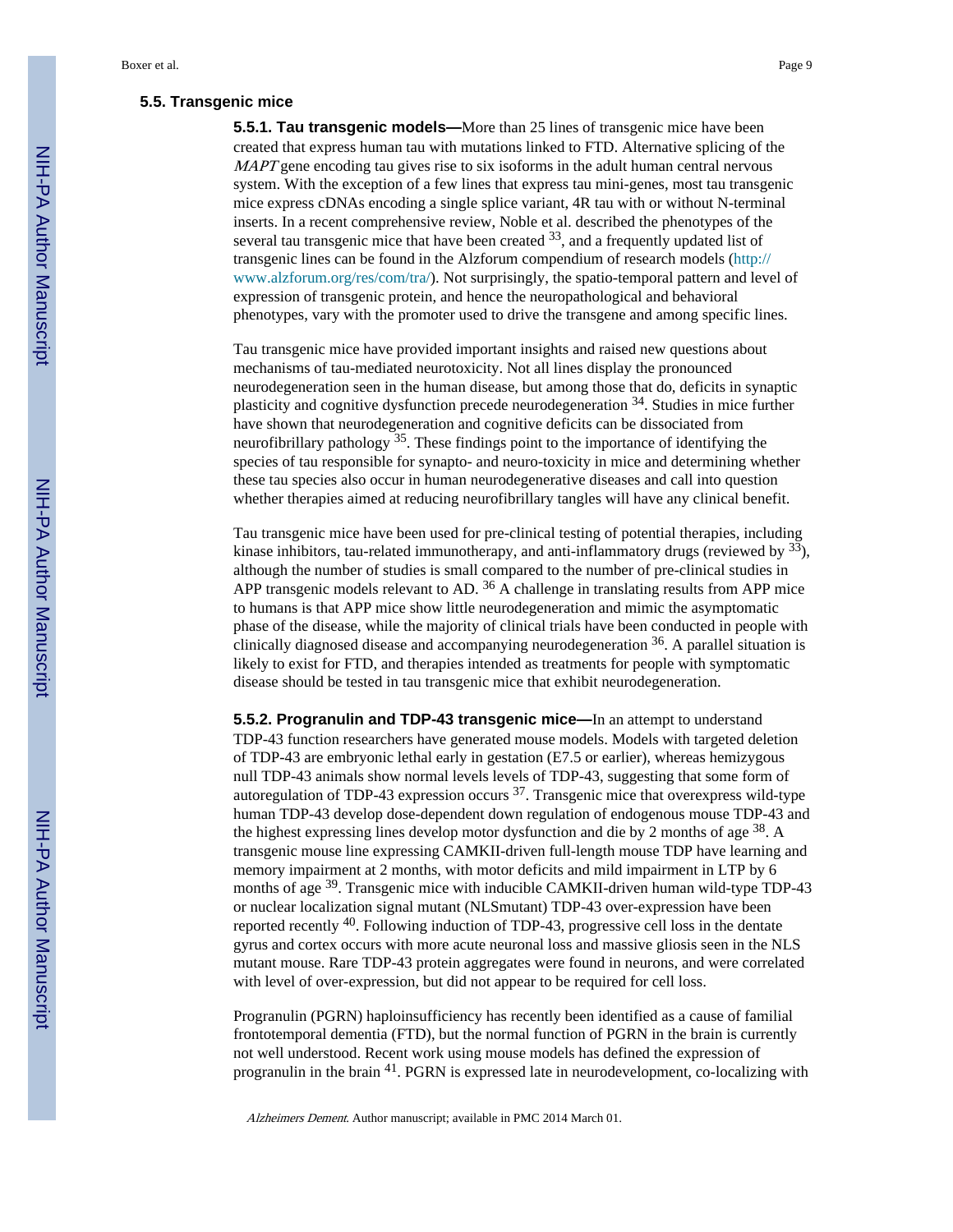## 5.5. Transgenic mice

**5.5.1. Tau transgenic models—**More than 25 lines of transgenic mice have been created that express human tau with mutations linked to FTD. Alternative splicing of the *MAPT* gene encoding tau gives rise to six isoforms in the adult human central nervous system. With the exception of a few lines that express tau mini-genes, most tau transgenic mice express cDNAs encoding a single splice variant, 4R tau with or without N-terminal inserts. In a recent comprehensive review, Noble et al. described the phenotypes of the several tau transgenic mice that have been created [33], and a frequently updated list of transgenic lines can be found in the Alzforum compendium of research models (http://www.alzforum.org/res/com/tra/). Not surprisingly, the spatio-temporal pattern and level of expression of transgenic protein, and hence the neuropathological and behavioral phenotypes, vary with the promoter used to drive the transgene and among specific lines.

Tau transgenic mice have provided important insights and raised new questions about mechanisms of tau-mediated neurotoxicity. Not all lines display the pronounced neurodegeneration seen in the human disease, but among those that do, deficits in synaptic plasticity and cognitive dysfunction precede neurodegeneration [34]. Studies in mice further have shown that neurodegeneration and cognitive deficits can be dissociated from neurofibrillary pathology [35]. These findings point to the importance of identifying the species of tau responsible for synapto- and neuro-toxicity in mice and determining whether these tau species also occur in human neurodegenerative diseases and call into question whether therapies aimed at reducing neurofibrillary tangles will have any clinical benefit.

Tau transgenic mice have been used for pre-clinical testing of potential therapies, including kinase inhibitors, tau-related immunotherapy, and anti-inflammatory drugs (reviewed by [33]), although the number of studies is small compared to the number of pre-clinical studies in APP transgenic models relevant to AD. [36] A challenge in translating results from APP mice to humans is that APP mice show little neurodegeneration and mimic the asymptomatic phase of the disease, while the majority of clinical trials have been conducted in people with clinically diagnosed disease and accompanying neurodegeneration [36]. A parallel situation is likely to exist for FTD, and therapies intended as treatments for people with symptomatic disease should be tested in tau transgenic mice that exhibit neurodegeneration.

**5.5.2. Progranulin and TDP-43 transgenic mice—**In an attempt to understand TDP-43 function researchers have generated mouse models. Models with targeted deletion of TDP-43 are embryonic lethal early in gestation (E7.5 or earlier), whereas hemizygous null TDP-43 animals show normal levels levels of TDP-43, suggesting that some form of autoregulation of TDP-43 expression occurs [37]. Transgenic mice that overexpress wild-type human TDP-43 develop dose-dependent down regulation of endogenous mouse TDP-43 and the highest expressing lines develop motor dysfunction and die by 2 months of age [38]. A transgenic mouse line expressing CAMKII-driven full-length mouse TDP have learning and memory impairment at 2 months, with motor deficits and mild impairment in LTP by 6 months of age [39]. Transgenic mice with inducible CAMKII-driven human wild-type TDP-43 or nuclear localization signal mutant (NLSmutant) TDP-43 over-expression have been reported recently [40]. Following induction of TDP-43, progressive cell loss in the dentate gyrus and cortex occurs with more acute neuronal loss and massive gliosis seen in the NLS mutant mouse. Rare TDP-43 protein aggregates were found in neurons, and were correlated with level of over-expression, but did not appear to be required for cell loss.

Progranulin (PGRN) haploinsufficiency has recently been identified as a cause of familial frontotemporal dementia (FTD), but the normal function of PGRN in the brain is currently not well understood. Recent work using mouse models has defined the expression of progranulin in the brain [41]. PGRN is expressed late in neurodevelopment, co-localizing with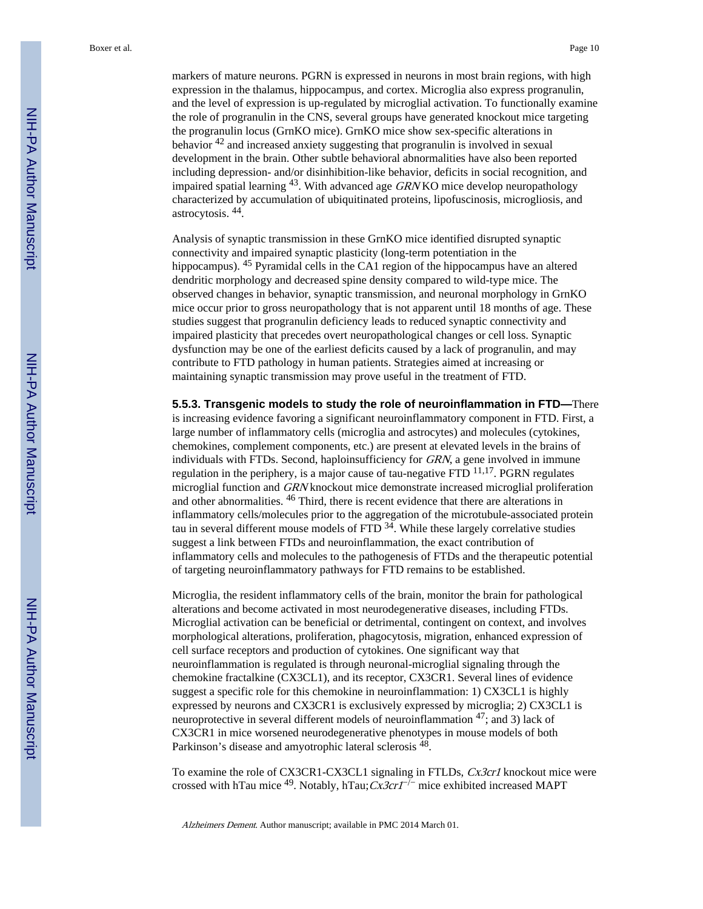markers of mature neurons. PGRN is expressed in neurons in most brain regions, with high expression in the thalamus, hippocampus, and cortex. Microglia also express progranulin, and the level of expression is up-regulated by microglial activation. To functionally examine the role of progranulin in the CNS, several groups have generated knockout mice targeting the progranulin locus (GrnKO mice). GrnKO mice show sex-specific alterations in behavior [42] and increased anxiety suggesting that progranulin is involved in sexual development in the brain. Other subtle behavioral abnormalities have also been reported including depression- and/or disinhibition-like behavior, deficits in social recognition, and impaired spatial learning [43]. With advanced age *GRN* KO mice develop neuropathology characterized by accumulation of ubiquitinated proteins, lipofuscinosis, microgliosis, and astrocytosis. [44].

Analysis of synaptic transmission in these GrnKO mice identified disrupted synaptic connectivity and impaired synaptic plasticity (long-term potentiation in the hippocampus). [45] Pyramidal cells in the CA1 region of the hippocampus have an altered dendritic morphology and decreased spine density compared to wild-type mice. The observed changes in behavior, synaptic transmission, and neuronal morphology in GrnKO mice occur prior to gross neuropathology that is not apparent until 18 months of age. These studies suggest that progranulin deficiency leads to reduced synaptic connectivity and impaired plasticity that precedes overt neuropathological changes or cell loss. Synaptic dysfunction may be one of the earliest deficits caused by a lack of progranulin, and may contribute to FTD pathology in human patients. Strategies aimed at increasing or maintaining synaptic transmission may prove useful in the treatment of FTD.

**5.5.3. Transgenic models to study the role of neuroinflammation in FTD—**There is increasing evidence favoring a significant neuroinflammatory component in FTD. First, a large number of inflammatory cells (microglia and astrocytes) and molecules (cytokines, chemokines, complement components, etc.) are present at elevated levels in the brains of individuals with FTDs. Second, haploinsufficiency for *GRN*, a gene involved in immune regulation in the periphery, is a major cause of tau-negative FTD [11,17]. PGRN regulates microglial function and *GRN* knockout mice demonstrate increased microglial proliferation and other abnormalities. [46] Third, there is recent evidence that there are alterations in inflammatory cells/molecules prior to the aggregation of the microtubule-associated protein tau in several different mouse models of FTD [34]. While these largely correlative studies suggest a link between FTDs and neuroinflammation, the exact contribution of inflammatory cells and molecules to the pathogenesis of FTDs and the therapeutic potential of targeting neuroinflammatory pathways for FTD remains to be established.

Microglia, the resident inflammatory cells of the brain, monitor the brain for pathological alterations and become activated in most neurodegenerative diseases, including FTDs. Microglial activation can be beneficial or detrimental, contingent on context, and involves morphological alterations, proliferation, phagocytosis, migration, enhanced expression of cell surface receptors and production of cytokines. One significant way that neuroinflammation is regulated is through neuronal-microglial signaling through the chemokine fractalkine (CX3CL1), and its receptor, CX3CR1. Several lines of evidence suggest a specific role for this chemokine in neuroinflammation: 1) CX3CL1 is highly expressed by neurons and CX3CR1 is exclusively expressed by microglia; 2) CX3CL1 is neuroprotective in several different models of neuroinflammation [47]; and 3) lack of CX3CR1 in mice worsened neurodegenerative phenotypes in mouse models of both Parkinson's disease and amyotrophic lateral sclerosis [48].

To examine the role of CX3CR1-CX3CL1 signaling in FTLDs, *Cx3cr1* knockout mice were crossed with hTau mice [49]. Notably, hTau;*Cx3cr1*$^{-/-}$ mice exhibited increased MAPT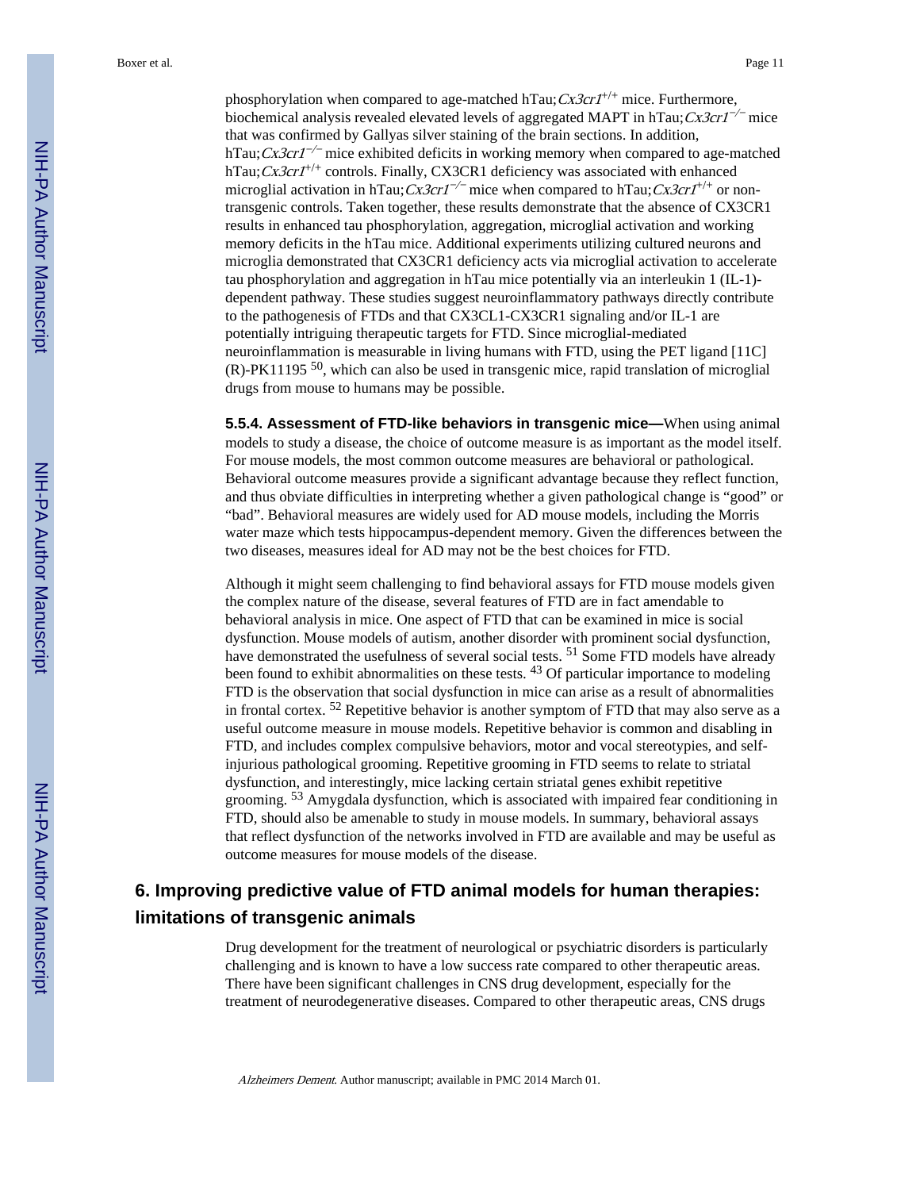phosphorylation when compared to age-matched hTau;*Cx3cr1*$^{+/+}$ mice. Furthermore, biochemical analysis revealed elevated levels of aggregated MAPT in hTau;*Cx3cr1*$^{-/-}$ mice that was confirmed by Gallyas silver staining of the brain sections. In addition, hTau;*Cx3cr1*$^{-/-}$ mice exhibited deficits in working memory when compared to age-matched hTau;*Cx3cr1*$^{+/+}$ controls. Finally, CX3CR1 deficiency was associated with enhanced microglial activation in hTau;*Cx3cr1*$^{-/-}$ mice when compared to hTau;*Cx3cr1*$^{+/+}$ or non-transgenic controls. Taken together, these results demonstrate that the absence of CX3CR1 results in enhanced tau phosphorylation, aggregation, microglial activation and working memory deficits in the hTau mice. Additional experiments utilizing cultured neurons and microglia demonstrated that CX3CR1 deficiency acts via microglial activation to accelerate tau phosphorylation and aggregation in hTau mice potentially via an interleukin 1 (IL-1)-dependent pathway. These studies suggest neuroinflammatory pathways directly contribute to the pathogenesis of FTDs and that CX3CL1-CX3CR1 signaling and/or IL-1 are potentially intriguing therapeutic targets for FTD. Since microglial-mediated neuroinflammation is measurable in living humans with FTD, using the PET ligand [11C](R)-PK11195 [50], which can also be used in transgenic mice, rapid translation of microglial drugs from mouse to humans may be possible.

**5.5.4. Assessment of FTD-like behaviors in transgenic mice—**When using animal models to study a disease, the choice of outcome measure is as important as the model itself. For mouse models, the most common outcome measures are behavioral or pathological. Behavioral outcome measures provide a significant advantage because they reflect function, and thus obviate difficulties in interpreting whether a given pathological change is "good" or "bad". Behavioral measures are widely used for AD mouse models, including the Morris water maze which tests hippocampus-dependent memory. Given the differences between the two diseases, measures ideal for AD may not be the best choices for FTD.

Although it might seem challenging to find behavioral assays for FTD mouse models given the complex nature of the disease, several features of FTD are in fact amendable to behavioral analysis in mice. One aspect of FTD that can be examined in mice is social dysfunction. Mouse models of autism, another disorder with prominent social dysfunction, have demonstrated the usefulness of several social tests. [51] Some FTD models have already been found to exhibit abnormalities on these tests. [43] Of particular importance to modeling FTD is the observation that social dysfunction in mice can arise as a result of abnormalities in frontal cortex. [52] Repetitive behavior is another symptom of FTD that may also serve as a useful outcome measure in mouse models. Repetitive behavior is common and disabling in FTD, and includes complex compulsive behaviors, motor and vocal stereotypies, and self-injurious pathological grooming. Repetitive grooming in FTD seems to relate to striatal dysfunction, and interestingly, mice lacking certain striatal genes exhibit repetitive grooming. [53] Amygdala dysfunction, which is associated with impaired fear conditioning in FTD, should also be amenable to study in mouse models. In summary, behavioral assays that reflect dysfunction of the networks involved in FTD are available and may be useful as outcome measures for mouse models of the disease.

## 6. Improving predictive value of FTD animal models for human therapies: limitations of transgenic animals

Drug development for the treatment of neurological or psychiatric disorders is particularly challenging and is known to have a low success rate compared to other therapeutic areas. There have been significant challenges in CNS drug development, especially for the treatment of neurodegenerative diseases. Compared to other therapeutic areas, CNS drugs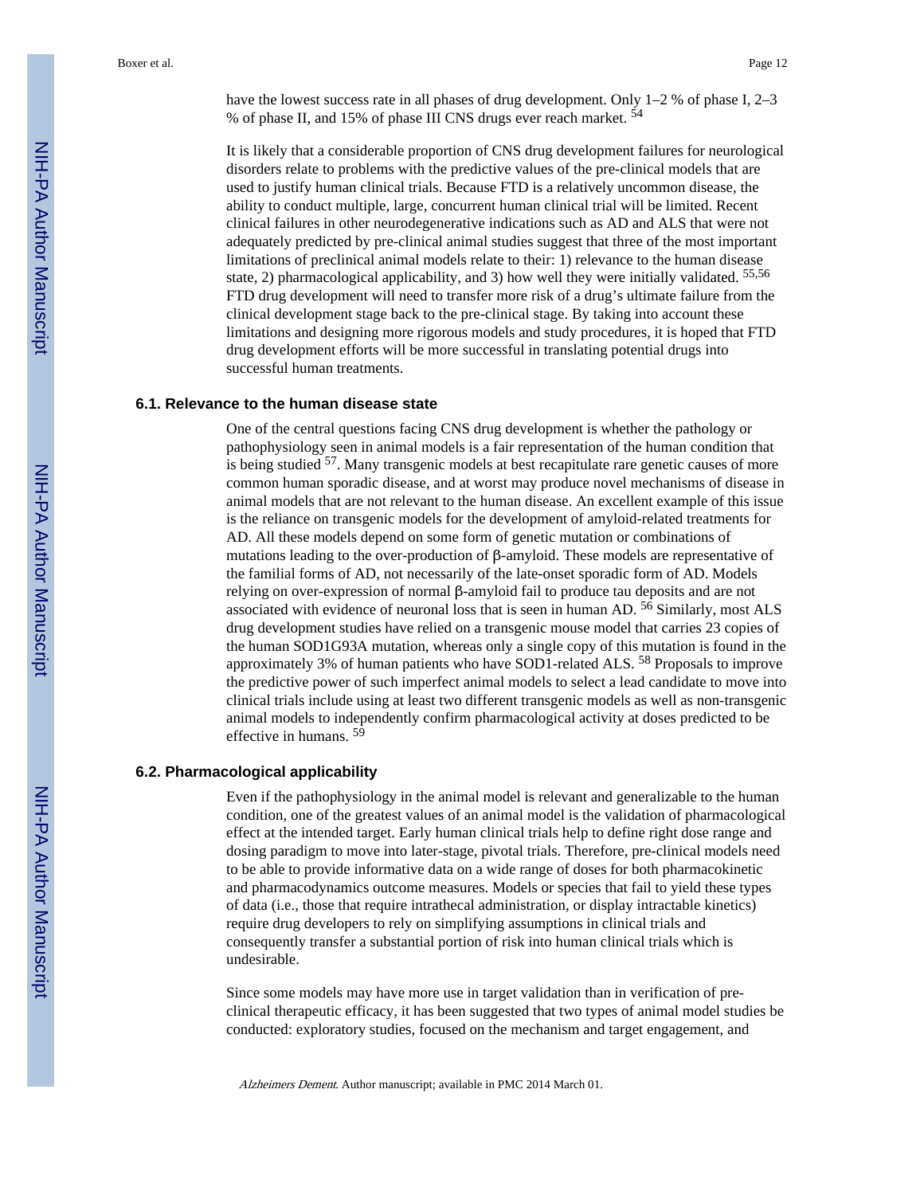have the lowest success rate in all phases of drug development. Only 1–2 % of phase I, 2–3 % of phase II, and 15% of phase III CNS drugs ever reach market. [54]

It is likely that a considerable proportion of CNS drug development failures for neurological disorders relate to problems with the predictive values of the pre-clinical models that are used to justify human clinical trials. Because FTD is a relatively uncommon disease, the ability to conduct multiple, large, concurrent human clinical trial will be limited. Recent clinical failures in other neurodegenerative indications such as AD and ALS that were not adequately predicted by pre-clinical animal studies suggest that three of the most important limitations of preclinical animal models relate to their: 1) relevance to the human disease state, 2) pharmacological applicability, and 3) how well they were initially validated. [55,56] FTD drug development will need to transfer more risk of a drug's ultimate failure from the clinical development stage back to the pre-clinical stage. By taking into account these limitations and designing more rigorous models and study procedures, it is hoped that FTD drug development efforts will be more successful in translating potential drugs into successful human treatments.

### 6.1. Relevance to the human disease state

One of the central questions facing CNS drug development is whether the pathology or pathophysiology seen in animal models is a fair representation of the human condition that is being studied [57]. Many transgenic models at best recapitulate rare genetic causes of more common human sporadic disease, and at worst may produce novel mechanisms of disease in animal models that are not relevant to the human disease. An excellent example of this issue is the reliance on transgenic models for the development of amyloid-related treatments for AD. All these models depend on some form of genetic mutation or combinations of mutations leading to the over-production of β-amyloid. These models are representative of the familial forms of AD, not necessarily of the late-onset sporadic form of AD. Models relying on over-expression of normal β-amyloid fail to produce tau deposits and are not associated with evidence of neuronal loss that is seen in human AD. [56] Similarly, most ALS drug development studies have relied on a transgenic mouse model that carries 23 copies of the human SOD1G93A mutation, whereas only a single copy of this mutation is found in the approximately 3% of human patients who have SOD1-related ALS. [58] Proposals to improve the predictive power of such imperfect animal models to select a lead candidate to move into clinical trials include using at least two different transgenic models as well as non-transgenic animal models to independently confirm pharmacological activity at doses predicted to be effective in humans. [59]

### 6.2. Pharmacological applicability

Even if the pathophysiology in the animal model is relevant and generalizable to the human condition, one of the greatest values of an animal model is the validation of pharmacological effect at the intended target. Early human clinical trials help to define right dose range and dosing paradigm to move into later-stage, pivotal trials. Therefore, pre-clinical models need to be able to provide informative data on a wide range of doses for both pharmacokinetic and pharmacodynamics outcome measures. Models or species that fail to yield these types of data (i.e., those that require intrathecal administration, or display intractable kinetics) require drug developers to rely on simplifying assumptions in clinical trials and consequently transfer a substantial portion of risk into human clinical trials which is undesirable.

Since some models may have more use in target validation than in verification of pre-clinical therapeutic efficacy, it has been suggested that two types of animal model studies be conducted: exploratory studies, focused on the mechanism and target engagement, and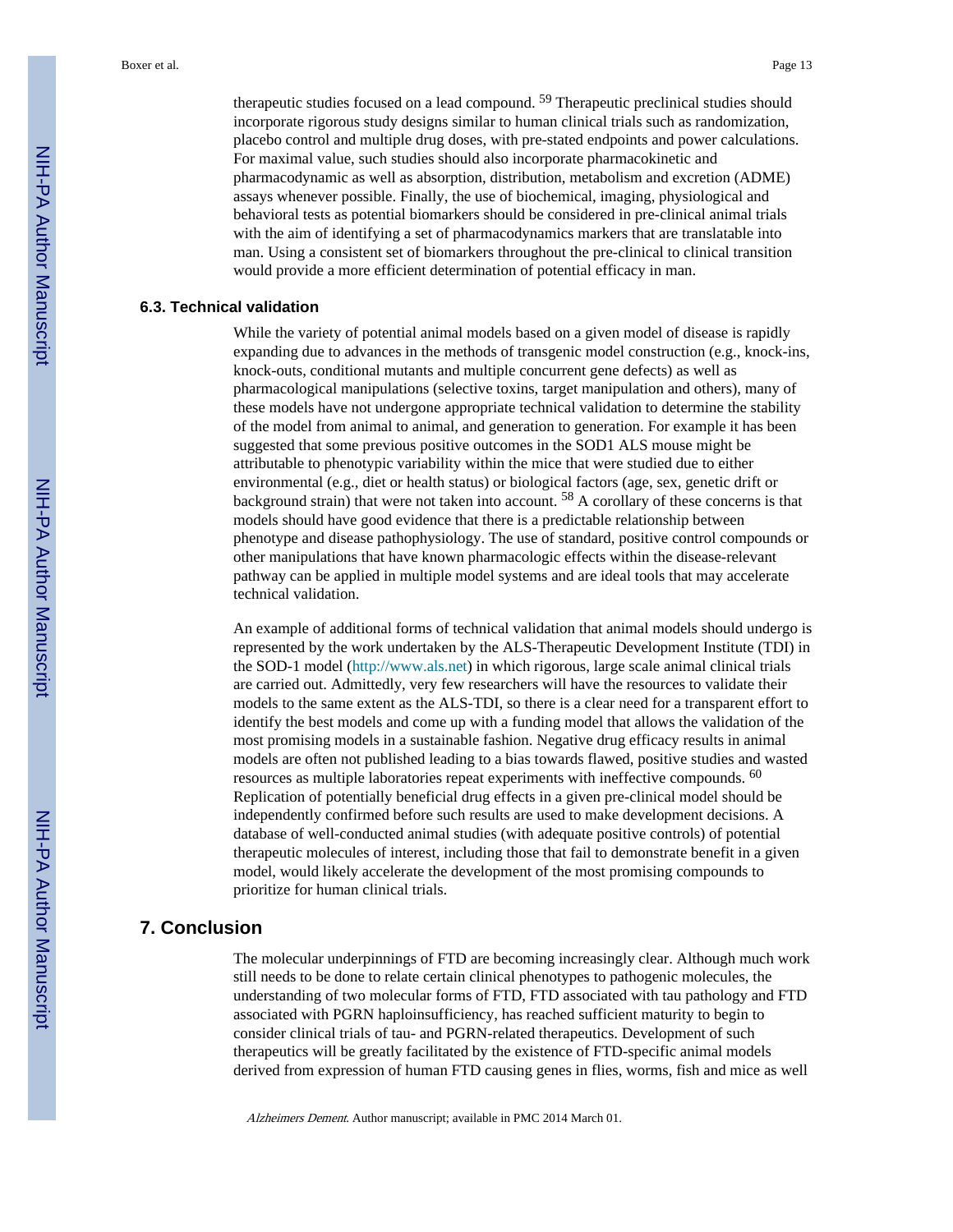therapeutic studies focused on a lead compound. [59] Therapeutic preclinical studies should incorporate rigorous study designs similar to human clinical trials such as randomization, placebo control and multiple drug doses, with pre-stated endpoints and power calculations. For maximal value, such studies should also incorporate pharmacokinetic and pharmacodynamic as well as absorption, distribution, metabolism and excretion (ADME) assays whenever possible. Finally, the use of biochemical, imaging, physiological and behavioral tests as potential biomarkers should be considered in pre-clinical animal trials with the aim of identifying a set of pharmacodynamics markers that are translatable into man. Using a consistent set of biomarkers throughout the pre-clinical to clinical transition would provide a more efficient determination of potential efficacy in man.

### 6.3. Technical validation

While the variety of potential animal models based on a given model of disease is rapidly expanding due to advances in the methods of transgenic model construction (e.g., knock-ins, knock-outs, conditional mutants and multiple concurrent gene defects) as well as pharmacological manipulations (selective toxins, target manipulation and others), many of these models have not undergone appropriate technical validation to determine the stability of the model from animal to animal, and generation to generation. For example it has been suggested that some previous positive outcomes in the SOD1 ALS mouse might be attributable to phenotypic variability within the mice that were studied due to either environmental (e.g., diet or health status) or biological factors (age, sex, genetic drift or background strain) that were not taken into account. [58] A corollary of these concerns is that models should have good evidence that there is a predictable relationship between phenotype and disease pathophysiology. The use of standard, positive control compounds or other manipulations that have known pharmacologic effects within the disease-relevant pathway can be applied in multiple model systems and are ideal tools that may accelerate technical validation.

An example of additional forms of technical validation that animal models should undergo is represented by the work undertaken by the ALS-Therapeutic Development Institute (TDI) in the SOD-1 model (http://www.als.net) in which rigorous, large scale animal clinical trials are carried out. Admittedly, very few researchers will have the resources to validate their models to the same extent as the ALS-TDI, so there is a clear need for a transparent effort to identify the best models and come up with a funding model that allows the validation of the most promising models in a sustainable fashion. Negative drug efficacy results in animal models are often not published leading to a bias towards flawed, positive studies and wasted resources as multiple laboratories repeat experiments with ineffective compounds. [60] Replication of potentially beneficial drug effects in a given pre-clinical model should be independently confirmed before such results are used to make development decisions. A database of well-conducted animal studies (with adequate positive controls) of potential therapeutic molecules of interest, including those that fail to demonstrate benefit in a given model, would likely accelerate the development of the most promising compounds to prioritize for human clinical trials.

## 7. Conclusion

The molecular underpinnings of FTD are becoming increasingly clear. Although much work still needs to be done to relate certain clinical phenotypes to pathogenic molecules, the understanding of two molecular forms of FTD, FTD associated with tau pathology and FTD associated with PGRN haploinsufficiency, has reached sufficient maturity to begin to consider clinical trials of tau- and PGRN-related therapeutics. Development of such therapeutics will be greatly facilitated by the existence of FTD-specific animal models derived from expression of human FTD causing genes in flies, worms, fish and mice as well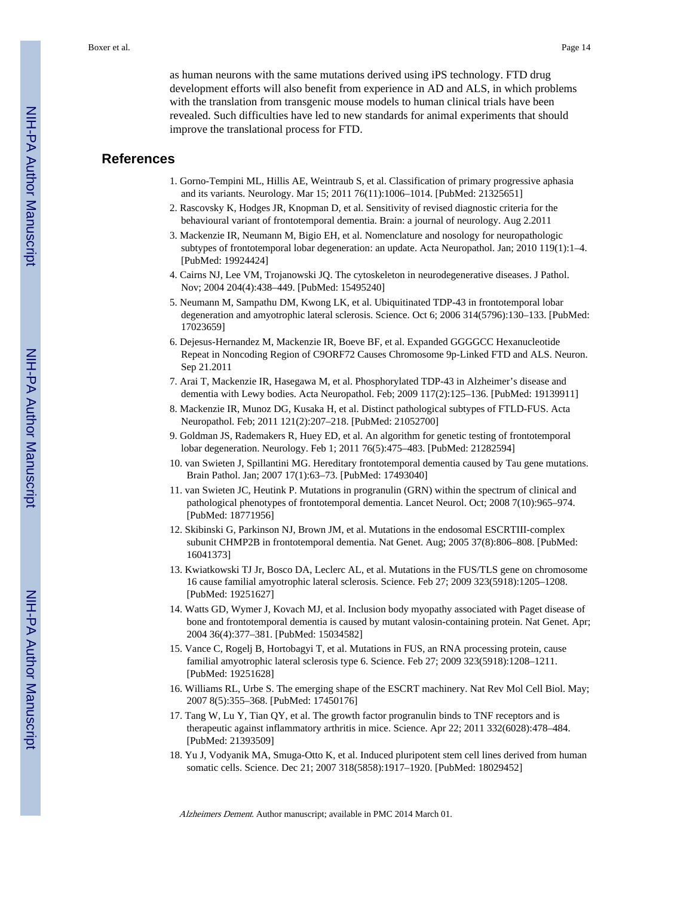as human neurons with the same mutations derived using iPS technology. FTD drug development efforts will also benefit from experience in AD and ALS, in which problems with the translation from transgenic mouse models to human clinical trials have been revealed. Such difficulties have led to new standards for animal experiments that should improve the translational process for FTD.

## References

1. Gorno-Tempini ML, Hillis AE, Weintraub S, et al. Classification of primary progressive aphasia and its variants. Neurology. Mar 15; 2011 76(11):1006–1014. [PubMed: 21325651]
2. Rascovsky K, Hodges JR, Knopman D, et al. Sensitivity of revised diagnostic criteria for the behavioural variant of frontotemporal dementia. Brain: a journal of neurology. Aug 2.2011
3. Mackenzie IR, Neumann M, Bigio EH, et al. Nomenclature and nosology for neuropathologic subtypes of frontotemporal lobar degeneration: an update. Acta Neuropathol. Jan; 2010 119(1):1–4. [PubMed: 19924424]
4. Cairns NJ, Lee VM, Trojanowski JQ. The cytoskeleton in neurodegenerative diseases. J Pathol. Nov; 2004 204(4):438–449. [PubMed: 15495240]
5. Neumann M, Sampathu DM, Kwong LK, et al. Ubiquitinated TDP-43 in frontotemporal lobar degeneration and amyotrophic lateral sclerosis. Science. Oct 6; 2006 314(5796):130–133. [PubMed: 17023659]
6. Dejesus-Hernandez M, Mackenzie IR, Boeve BF, et al. Expanded GGGGCC Hexanucleotide Repeat in Noncoding Region of C9ORF72 Causes Chromosome 9p-Linked FTD and ALS. Neuron. Sep 21.2011
7. Arai T, Mackenzie IR, Hasegawa M, et al. Phosphorylated TDP-43 in Alzheimer's disease and dementia with Lewy bodies. Acta Neuropathol. Feb; 2009 117(2):125–136. [PubMed: 19139911]
8. Mackenzie IR, Munoz DG, Kusaka H, et al. Distinct pathological subtypes of FTLD-FUS. Acta Neuropathol. Feb; 2011 121(2):207–218. [PubMed: 21052700]
9. Goldman JS, Rademakers R, Huey ED, et al. An algorithm for genetic testing of frontotemporal lobar degeneration. Neurology. Feb 1; 2011 76(5):475–483. [PubMed: 21282594]
10. van Swieten J, Spillantini MG. Hereditary frontotemporal dementia caused by Tau gene mutations. Brain Pathol. Jan; 2007 17(1):63–73. [PubMed: 17493040]
11. van Swieten JC, Heutink P. Mutations in progranulin (GRN) within the spectrum of clinical and pathological phenotypes of frontotemporal dementia. Lancet Neurol. Oct; 2008 7(10):965–974. [PubMed: 18771956]
12. Skibinski G, Parkinson NJ, Brown JM, et al. Mutations in the endosomal ESCRTIII-complex subunit CHMP2B in frontotemporal dementia. Nat Genet. Aug; 2005 37(8):806–808. [PubMed: 16041373]
13. Kwiatkowski TJ Jr, Bosco DA, Leclerc AL, et al. Mutations in the FUS/TLS gene on chromosome 16 cause familial amyotrophic lateral sclerosis. Science. Feb 27; 2009 323(5918):1205–1208. [PubMed: 19251627]
14. Watts GD, Wymer J, Kovach MJ, et al. Inclusion body myopathy associated with Paget disease of bone and frontotemporal dementia is caused by mutant valosin-containing protein. Nat Genet. Apr; 2004 36(4):377–381. [PubMed: 15034582]
15. Vance C, Rogelj B, Hortobagyi T, et al. Mutations in FUS, an RNA processing protein, cause familial amyotrophic lateral sclerosis type 6. Science. Feb 27; 2009 323(5918):1208–1211. [PubMed: 19251628]
16. Williams RL, Urbe S. The emerging shape of the ESCRT machinery. Nat Rev Mol Cell Biol. May; 2007 8(5):355–368. [PubMed: 17450176]
17. Tang W, Lu Y, Tian QY, et al. The growth factor progranulin binds to TNF receptors and is therapeutic against inflammatory arthritis in mice. Science. Apr 22; 2011 332(6028):478–484. [PubMed: 21393509]
18. Yu J, Vodyanik MA, Smuga-Otto K, et al. Induced pluripotent stem cell lines derived from human somatic cells. Science. Dec 21; 2007 318(5858):1917–1920. [PubMed: 18029452]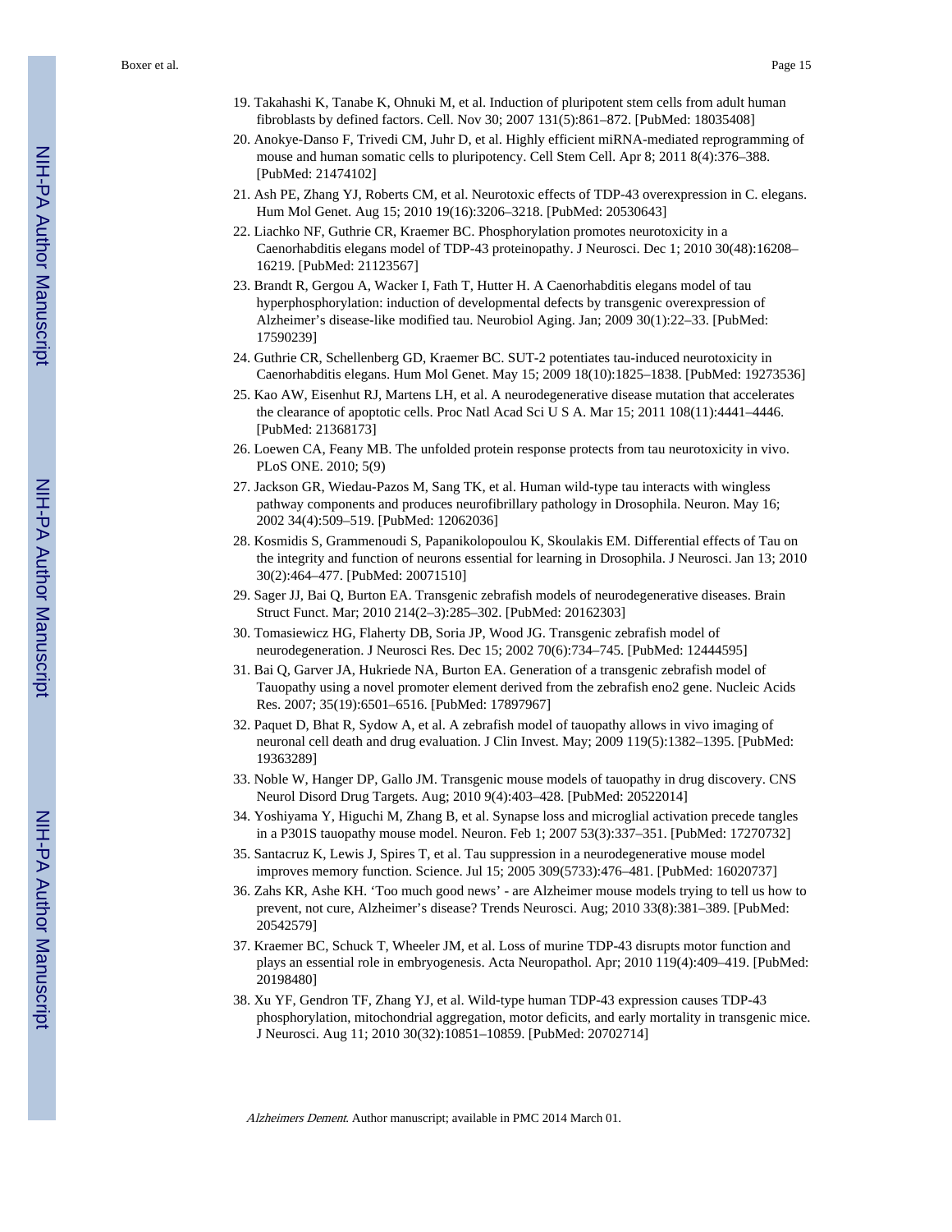19. Takahashi K, Tanabe K, Ohnuki M, et al. Induction of pluripotent stem cells from adult human fibroblasts by defined factors. Cell. Nov 30; 2007 131(5):861–872. [PubMed: 18035408]
20. Anokye-Danso F, Trivedi CM, Juhr D, et al. Highly efficient miRNA-mediated reprogramming of mouse and human somatic cells to pluripotency. Cell Stem Cell. Apr 8; 2011 8(4):376–388. [PubMed: 21474102]
21. Ash PE, Zhang YJ, Roberts CM, et al. Neurotoxic effects of TDP-43 overexpression in C. elegans. Hum Mol Genet. Aug 15; 2010 19(16):3206–3218. [PubMed: 20530643]
22. Liachko NF, Guthrie CR, Kraemer BC. Phosphorylation promotes neurotoxicity in a Caenorhabditis elegans model of TDP-43 proteinopathy. J Neurosci. Dec 1; 2010 30(48):16208–16219. [PubMed: 21123567]
23. Brandt R, Gergou A, Wacker I, Fath T, Hutter H. A Caenorhabditis elegans model of tau hyperphosphorylation: induction of developmental defects by transgenic overexpression of Alzheimer's disease-like modified tau. Neurobiol Aging. Jan; 2009 30(1):22–33. [PubMed: 17590239]
24. Guthrie CR, Schellenberg GD, Kraemer BC. SUT-2 potentiates tau-induced neurotoxicity in Caenorhabditis elegans. Hum Mol Genet. May 15; 2009 18(10):1825–1838. [PubMed: 19273536]
25. Kao AW, Eisenhut RJ, Martens LH, et al. A neurodegenerative disease mutation that accelerates the clearance of apoptotic cells. Proc Natl Acad Sci U S A. Mar 15; 2011 108(11):4441–4446. [PubMed: 21368173]
26. Loewen CA, Feany MB. The unfolded protein response protects from tau neurotoxicity in vivo. PLoS ONE. 2010; 5(9)
27. Jackson GR, Wiedau-Pazos M, Sang TK, et al. Human wild-type tau interacts with wingless pathway components and produces neurofibrillary pathology in Drosophila. Neuron. May 16; 2002 34(4):509–519. [PubMed: 12062036]
28. Kosmidis S, Grammenoudi S, Papanikolopoulou K, Skoulakis EM. Differential effects of Tau on the integrity and function of neurons essential for learning in Drosophila. J Neurosci. Jan 13; 2010 30(2):464–477. [PubMed: 20071510]
29. Sager JJ, Bai Q, Burton EA. Transgenic zebrafish models of neurodegenerative diseases. Brain Struct Funct. Mar; 2010 214(2–3):285–302. [PubMed: 20162303]
30. Tomasiewicz HG, Flaherty DB, Soria JP, Wood JG. Transgenic zebrafish model of neurodegeneration. J Neurosci Res. Dec 15; 2002 70(6):734–745. [PubMed: 12444595]
31. Bai Q, Garver JA, Hukriede NA, Burton EA. Generation of a transgenic zebrafish model of Tauopathy using a novel promoter element derived from the zebrafish eno2 gene. Nucleic Acids Res. 2007; 35(19):6501–6516. [PubMed: 17897967]
32. Paquet D, Bhat R, Sydow A, et al. A zebrafish model of tauopathy allows in vivo imaging of neuronal cell death and drug evaluation. J Clin Invest. May; 2009 119(5):1382–1395. [PubMed: 19363289]
33. Noble W, Hanger DP, Gallo JM. Transgenic mouse models of tauopathy in drug discovery. CNS Neurol Disord Drug Targets. Aug; 2010 9(4):403–428. [PubMed: 20522014]
34. Yoshiyama Y, Higuchi M, Zhang B, et al. Synapse loss and microglial activation precede tangles in a P301S tauopathy mouse model. Neuron. Feb 1; 2007 53(3):337–351. [PubMed: 17270732]
35. Santacruz K, Lewis J, Spires T, et al. Tau suppression in a neurodegenerative mouse model improves memory function. Science. Jul 15; 2005 309(5733):476–481. [PubMed: 16020737]
36. Zahs KR, Ashe KH. 'Too much good news' - are Alzheimer mouse models trying to tell us how to prevent, not cure, Alzheimer's disease? Trends Neurosci. Aug; 2010 33(8):381–389. [PubMed: 20542579]
37. Kraemer BC, Schuck T, Wheeler JM, et al. Loss of murine TDP-43 disrupts motor function and plays an essential role in embryogenesis. Acta Neuropathol. Apr; 2010 119(4):409–419. [PubMed: 20198480]
38. Xu YF, Gendron TF, Zhang YJ, et al. Wild-type human TDP-43 expression causes TDP-43 phosphorylation, mitochondrial aggregation, motor deficits, and early mortality in transgenic mice. J Neurosci. Aug 11; 2010 30(32):10851–10859. [PubMed: 20702714]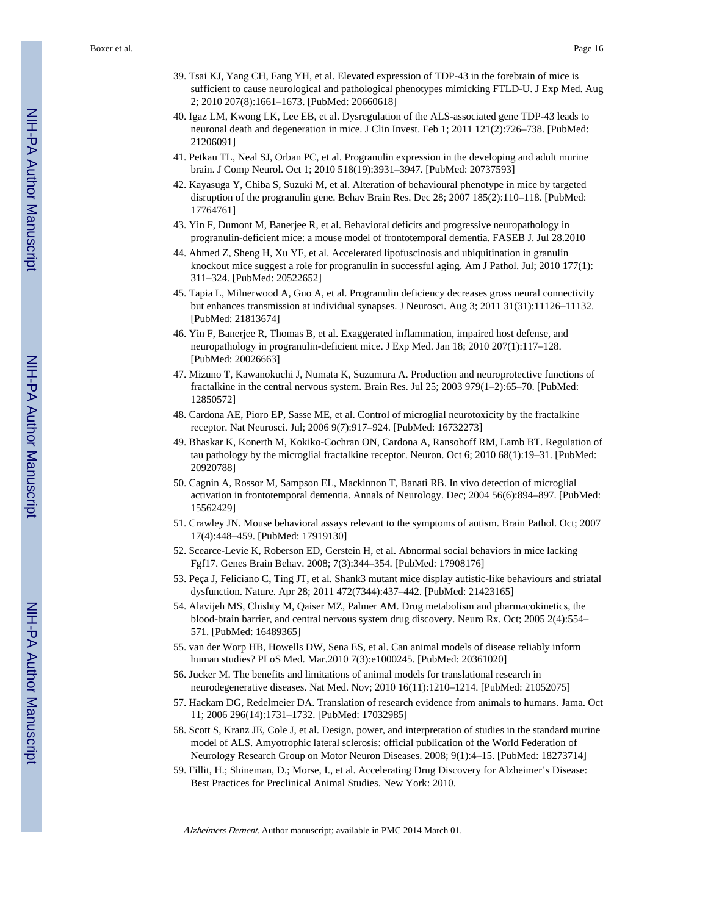39. Tsai KJ, Yang CH, Fang YH, et al. Elevated expression of TDP-43 in the forebrain of mice is sufficient to cause neurological and pathological phenotypes mimicking FTLD-U. J Exp Med. Aug 2; 2010 207(8):1661–1673. [PubMed: 20660618]
40. Igaz LM, Kwong LK, Lee EB, et al. Dysregulation of the ALS-associated gene TDP-43 leads to neuronal death and degeneration in mice. J Clin Invest. Feb 1; 2011 121(2):726–738. [PubMed: 21206091]
41. Petkau TL, Neal SJ, Orban PC, et al. Progranulin expression in the developing and adult murine brain. J Comp Neurol. Oct 1; 2010 518(19):3931–3947. [PubMed: 20737593]
42. Kayasuga Y, Chiba S, Suzuki M, et al. Alteration of behavioural phenotype in mice by targeted disruption of the progranulin gene. Behav Brain Res. Dec 28; 2007 185(2):110–118. [PubMed: 17764761]
43. Yin F, Dumont M, Banerjee R, et al. Behavioral deficits and progressive neuropathology in progranulin-deficient mice: a mouse model of frontotemporal dementia. FASEB J. Jul 28.2010
44. Ahmed Z, Sheng H, Xu YF, et al. Accelerated lipofuscinosis and ubiquitination in granulin knockout mice suggest a role for progranulin in successful aging. Am J Pathol. Jul; 2010 177(1): 311–324. [PubMed: 20522652]
45. Tapia L, Milnerwood A, Guo A, et al. Progranulin deficiency decreases gross neural connectivity but enhances transmission at individual synapses. J Neurosci. Aug 3; 2011 31(31):11126–11132. [PubMed: 21813674]
46. Yin F, Banerjee R, Thomas B, et al. Exaggerated inflammation, impaired host defense, and neuropathology in progranulin-deficient mice. J Exp Med. Jan 18; 2010 207(1):117–128. [PubMed: 20026663]
47. Mizuno T, Kawanokuchi J, Numata K, Suzumura A. Production and neuroprotective functions of fractalkine in the central nervous system. Brain Res. Jul 25; 2003 979(1–2):65–70. [PubMed: 12850572]
48. Cardona AE, Pioro EP, Sasse ME, et al. Control of microglial neurotoxicity by the fractalkine receptor. Nat Neurosci. Jul; 2006 9(7):917–924. [PubMed: 16732273]
49. Bhaskar K, Konerth M, Kokiko-Cochran ON, Cardona A, Ransohoff RM, Lamb BT. Regulation of tau pathology by the microglial fractalkine receptor. Neuron. Oct 6; 2010 68(1):19–31. [PubMed: 20920788]
50. Cagnin A, Rossor M, Sampson EL, Mackinnon T, Banati RB. In vivo detection of microglial activation in frontotemporal dementia. Annals of Neurology. Dec; 2004 56(6):894–897. [PubMed: 15562429]
51. Crawley JN. Mouse behavioral assays relevant to the symptoms of autism. Brain Pathol. Oct; 2007 17(4):448–459. [PubMed: 17919130]
52. Scearce-Levie K, Roberson ED, Gerstein H, et al. Abnormal social behaviors in mice lacking Fgf17. Genes Brain Behav. 2008; 7(3):344–354. [PubMed: 17908176]
53. Peça J, Feliciano C, Ting JT, et al. Shank3 mutant mice display autistic-like behaviours and striatal dysfunction. Nature. Apr 28; 2011 472(7344):437–442. [PubMed: 21423165]
54. Alavijeh MS, Chishty M, Qaiser MZ, Palmer AM. Drug metabolism and pharmacokinetics, the blood-brain barrier, and central nervous system drug discovery. Neuro Rx. Oct; 2005 2(4):554–571. [PubMed: 16489365]
55. van der Worp HB, Howells DW, Sena ES, et al. Can animal models of disease reliably inform human studies? PLoS Med. Mar.2010 7(3):e1000245. [PubMed: 20361020]
56. Jucker M. The benefits and limitations of animal models for translational research in neurodegenerative diseases. Nat Med. Nov; 2010 16(11):1210–1214. [PubMed: 21052075]
57. Hackam DG, Redelmeier DA. Translation of research evidence from animals to humans. Jama. Oct 11; 2006 296(14):1731–1732. [PubMed: 17032985]
58. Scott S, Kranz JE, Cole J, et al. Design, power, and interpretation of studies in the standard murine model of ALS. Amyotrophic lateral sclerosis: official publication of the World Federation of Neurology Research Group on Motor Neuron Diseases. 2008; 9(1):4–15. [PubMed: 18273714]
59. Fillit, H.; Shineman, D.; Morse, I., et al. Accelerating Drug Discovery for Alzheimer's Disease: Best Practices for Preclinical Animal Studies. New York: 2010.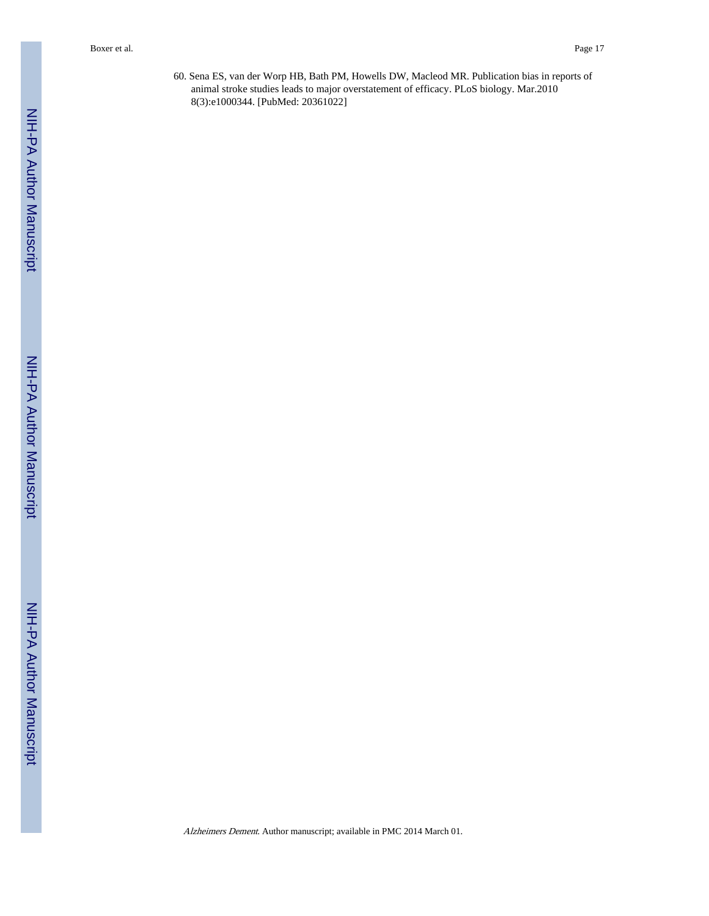60. Sena ES, van der Worp HB, Bath PM, Howells DW, Macleod MR. Publication bias in reports of animal stroke studies leads to major overstatement of efficacy. PLoS biology. Mar.2010 8(3):e1000344. [PubMed: 20361022]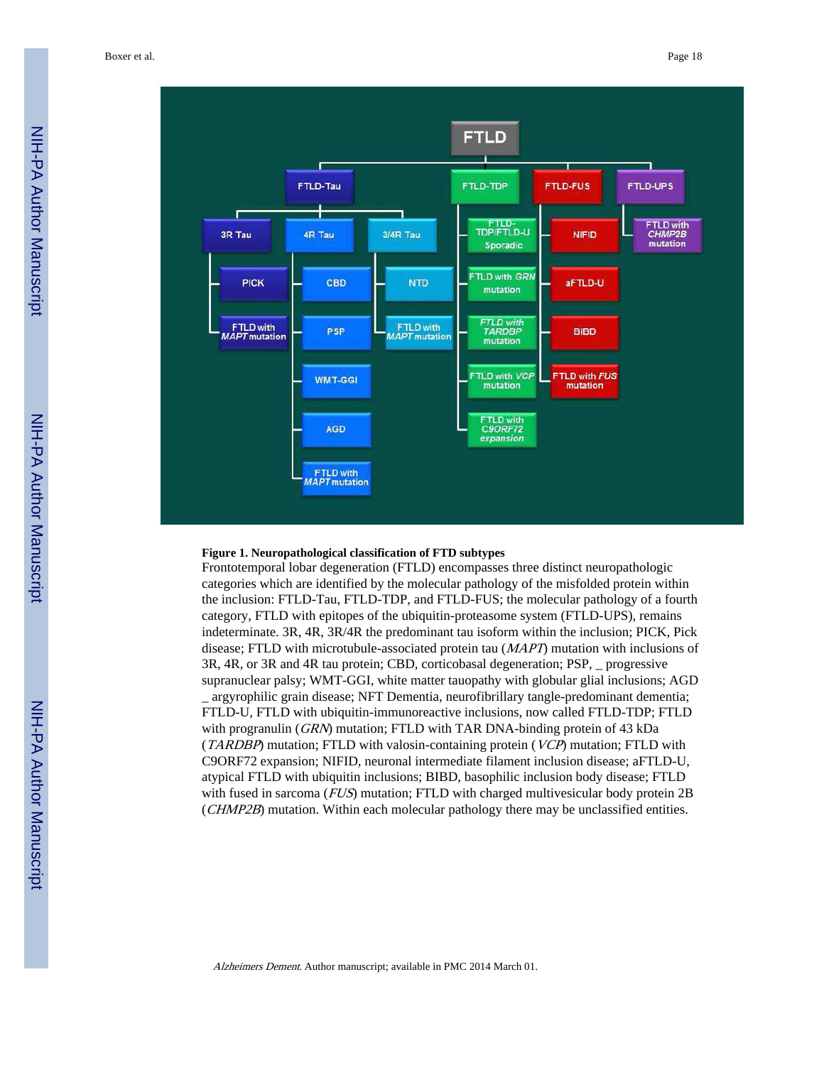**Figure 1. Neuropathological classification of FTD subtypes**

Frontotemporal lobar degeneration (FTLD) encompasses three distinct neuropathologic categories which are identified by the molecular pathology of the misfolded protein within the inclusion: FTLD-Tau, FTLD-TDP, and FTLD-FUS; the molecular pathology of a fourth category, FTLD with epitopes of the ubiquitin-proteasome system (FTLD-UPS), remains indeterminate. 3R, 4R, 3R/4R the predominant tau isoform within the inclusion; PICK, Pick disease; FTLD with microtubule-associated protein tau (*MAPT*) mutation with inclusions of 3R, 4R, or 3R and 4R tau protein; CBD, corticobasal degeneration; PSP, _ progressive supranuclear palsy; WMT-GGI, white matter tauopathy with globular glial inclusions; AGD _ argyrophilic grain disease; NFT Dementia, neurofibrillary tangle-predominant dementia; FTLD-U, FTLD with ubiquitin-immunoreactive inclusions, now called FTLD-TDP; FTLD with progranulin (*GRN*) mutation; FTLD with TAR DNA-binding protein of 43 kDa (*TARDBP*) mutation; FTLD with valosin-containing protein (*VCP*) mutation; FTLD with C9ORF72 expansion; NIFID, neuronal intermediate filament inclusion disease; aFTLD-U, atypical FTLD with ubiquitin inclusions; BIBD, basophilic inclusion body disease; FTLD with fused in sarcoma (*FUS*) mutation; FTLD with charged multivesicular body protein 2B (*CHMP2B*) mutation. Within each molecular pathology there may be unclassified entities.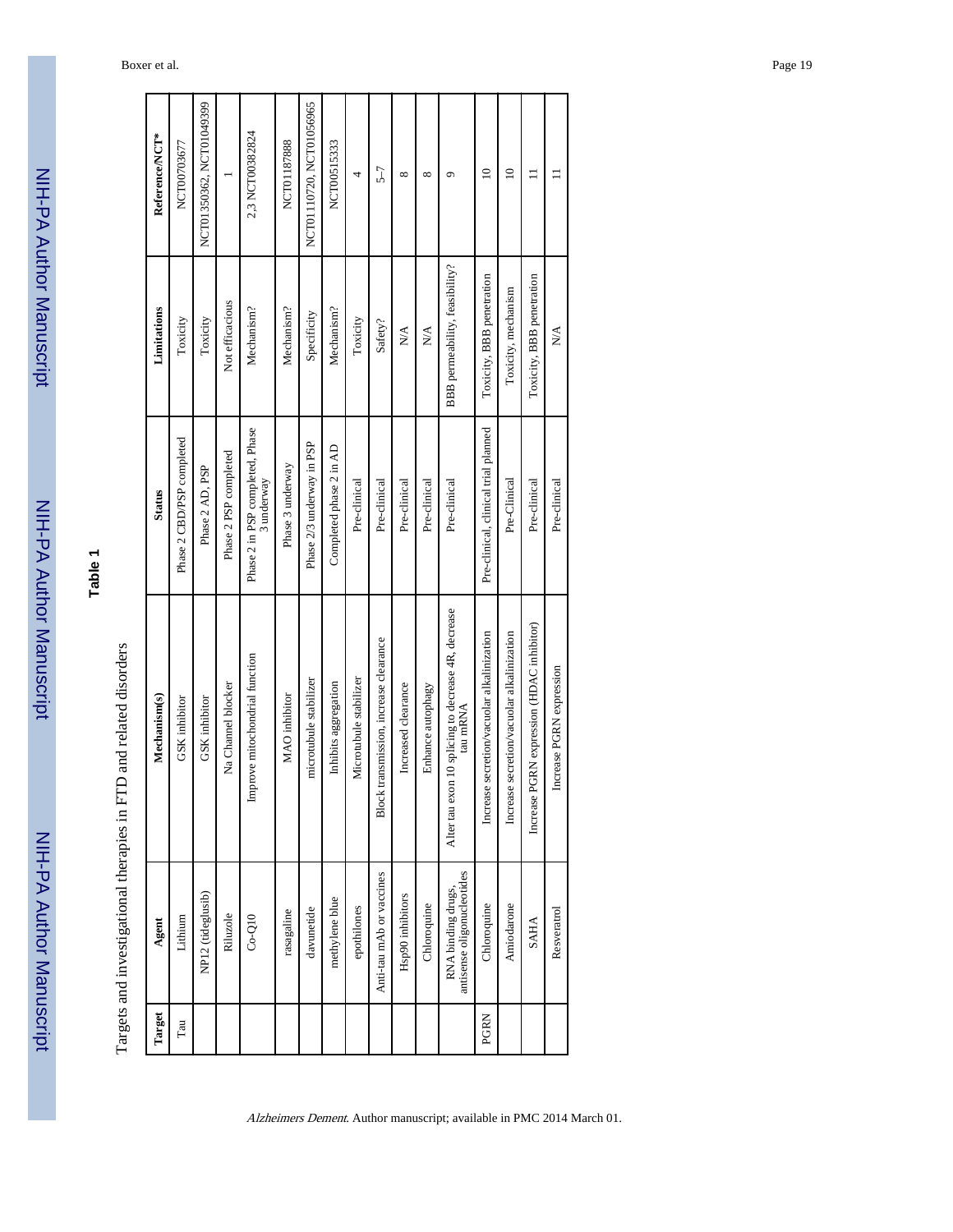**Table 1**

Targets and investigational therapies in FTD and related disorders

| Target | Agent | Mechanism(s) | Status | Limitations | Reference/NCT* |
|---|---|---|---|---|---|
| Tau | Lithium | GSK inhibitor | Phase 2 CBD/PSP completed | Toxicity | NCT00703677 |
| | NP12 (tideglusib) | GSK inhibitor | Phase 2 AD, PSP | Toxicity | NCT01350362, NCT01049399 |
| | Riluzole | Na Channel blocker | Phase 2 PSP completed | Not efficacious | 1 |
| | Co-Q10 | Improve mitochondrial function | Phase 2 in PSP completed, Phase 3 underway | Mechanism? | 2,3 NCT00382824 |
| | rasagaline | MAO inhibitor | Phase 3 underway | Mechanism? | NCT01187888 |
| | davunetide | microtubule stabilizer | Phase 2/3 underway in PSP | Specificity | NCT01110720, NCT01056965 |
| | methylene blue | Inhibits aggregation | Completed phase 2 in AD | Mechanism? | NCT00515333 |
| | epothilones | Microtubule stabilizer | Pre-clinical | Toxicity | 4 |
| | Anti-tau mAb or vaccines | Block transmission, increase clearance | Pre-clinical | Safety? | 5–7 |
| | Hsp90 inhibitors | Increased clearance | Pre-clinical | N/A | 8 |
| | Chloroquine | Enhance autophagy | Pre-clinical | N/A | 8 |
| | RNA binding drugs, antisense oligonucleotides | Alter tau exon 10 splicing to decrease 4R, decrease tau mRNA | Pre-clinical | BBB permeability, feasibility? | 9 |
| PGRN | Chloroquine | Increase secretion/vacuolar alkalinization | Pre-clinical, clinical trial planned | Toxicity, BBB penetration | 10 |
| | Amiodarone | Increase secretion/vacuolar alkalinization | Pre-Clinical | Toxicity, mechanism | 10 |
| | SAHA | Increase PGRN expression (HDAC inhibitor) | Pre-clinical | Toxicity, BBB penetration | 11 |
| | Resveratrol | Increase PGRN expression | Pre-clinical | N/A | 11 |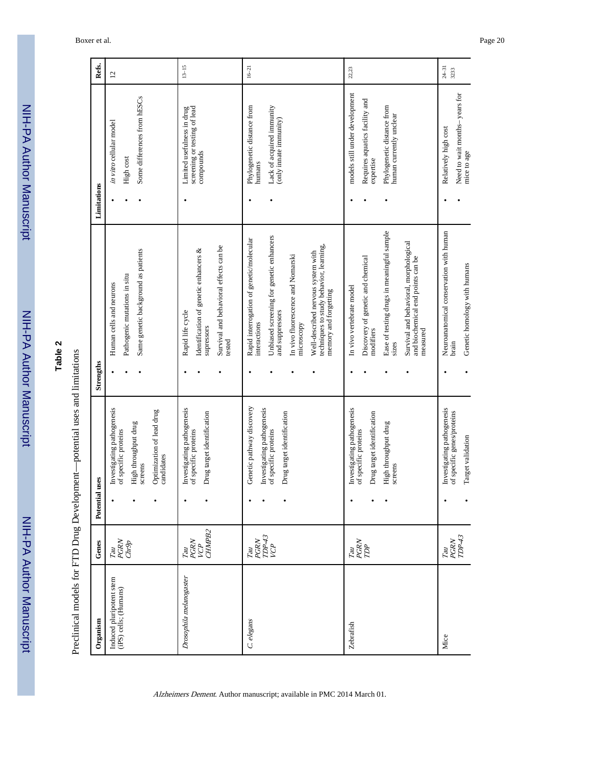**Table 2**

Preclinical models for FTD Drug Development—potential uses and limitations

| Organism | Genes | Potential uses | Strengths | Limitations | Refs. |
| --- | --- | --- | --- | --- | --- |
| Induced pluripotent stem (iPS) cells; (Humans) | *Tau* *PGRN* *Chr9p* | • Investigating pathogenesis of specific proteins<br>• High throughput drug screens<br>• Optimization of lead drug candidates | • Human cells and neurons<br>• Pathogenic mutations in situ<br>• Same genetic background as patients | • *in vitro* cellular model<br>• High cost<br>• Some differences from hESCs | 12 |
| *Drosophila melanogaster* | *Tau* *PGRN* *VCP* *CHMPB2* | • Investigating pathogenesis of specific proteins<br>• Drug target identification | • Rapid life cycle<br>• Identification of genetic enhancers & supressors<br>• Survival and behavioral effects can be tested | • Limited usefulness in drug screening or testing of lead compounds | 13–15 |
| *C. elegans* | *Tau* *PGRN* *TDP-43* *VCP* | • Genetic pathway discovery<br>• Investigating pathogenesis of specific proteins<br>• Drug target identification | • Rapid interrogation of genetic/molecular interactions<br>• Unbiased screening for genetic enhancers and suppressors<br>• In vivo fluorescence and Nomarski microscopy<br>• Well-described nervous system with techniques to study behavior, learning, memory and forgetting | • Phylogenetic distance from humans<br>• Lack of acquired immunity (only innate immunity) | 16–21 |
| Zebrafish | *Tau* *PGRN* *TDP* | • Investigating pathogenesis of specific proteins<br>• Drug target identification<br>• High throughput drug screens | • In vivo vertebrate model<br>• Discovery of genetic and chemical modifiers<br>• Ease of testing drugs in meaningful sample sizes<br>• Survival and behavioral, morphological and biochemical end points can be measured | • models still under development<br>• Requires aquatics facility and expertise<br>• Phylogenetic distance from human currently unclear | 22,23 |
| Mice | *Tau* *PGRN* *TDP-43* | • Investigating pathogenesis of specific genes/proteins<br>• Target validation | • Neuroanatomical conservation with human brain<br>• Genetic homology with humans | • Relatively high cost<br>• Need to wait months– years for mice to age | 24–31 3233 |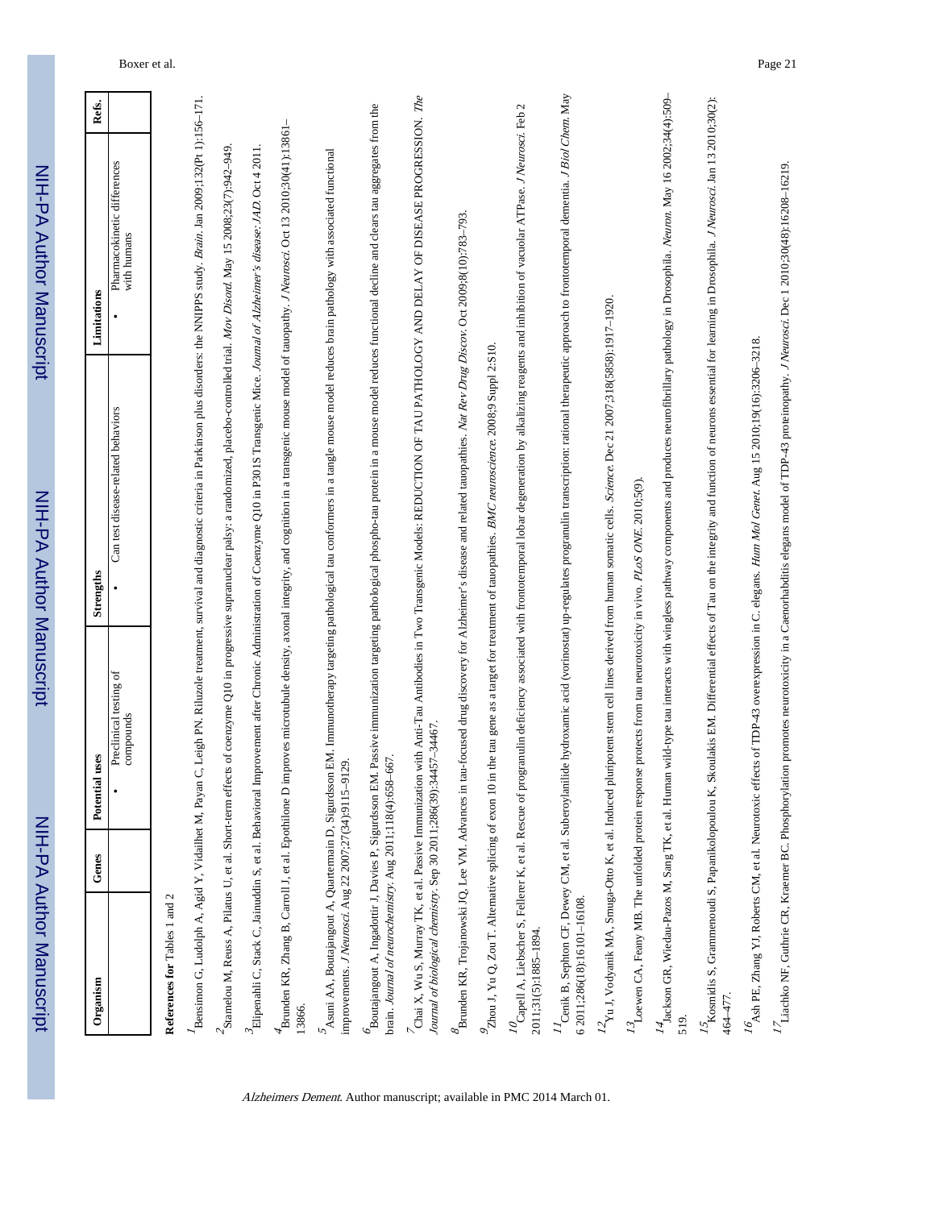| Organism | Genes | Potential uses | Strengths | Limitations | Refs. |
| --- | --- | --- | --- | --- | --- |
| | | • Preclinical testing of compounds | • Can test disease-related behaviors | • Pharmacokinetic differences with humans | |

**References for** Tables 1 and 2

[1]Bensimon G, Ludolph A, Agid Y, Vidailhet M, Payan C, Leigh PN. Riluzole treatment, survival and diagnostic criteria in Parkinson plus disorders: the NNIPPS study. *Brain*. Jan 2009;132(Pt 1):156–171.

[2]Stamelou M, Reuss A, Pilatus U, et al. Short-term effects of coenzyme Q10 in progressive supranuclear palsy: a randomized, placebo-controlled trial. *Mov Disord*. May 15 2008;23(7):942–949.

[3]Elipenahli C, Stack C, Jainuddin S, et al. Behavioral Improvement after Chronic Administration of Coenzyme Q10 in P301S Transgenic Mice. *Journal of Alzheimer's disease: JAD*. Oct 4 2011.

[4]Brunden KR, Zhang B, Carroll J, et al. Epothilone D improves microtubule density, axonal integrity, and cognition in a transgenic mouse model of tauopathy. *J Neurosci*. Oct 13 2010;30(41):13861–13866.

[5]Asuni AA, Boutajangout A, Quartermain D, Sigurdsson EM. Immunotherapy targeting pathological tau conformers in a tangle mouse model reduces brain pathology with associated functional improvements. *J Neurosci*. Aug 22 2007;27(34):9115–9129.

[6]Boutajangout A, Ingadottir J, Davies P, Sigurdsson EM. Passive immunization targeting pathological phospho-tau protein in a mouse model reduces functional decline and clears tau aggregates from the brain. *Journal of neurochemistry*. Aug 2011;118(4):658–667.

[7]Chai X, Wu S, Murray TK, et al. Passive Immunization with Anti-Tau Antibodies in Two Transgenic Models: REDUCTION OF TAU PATHOLOGY AND DELAY OF DISEASE PROGRESSION. *The Journal of biological chemistry*. Sep 30 2011;286(39):34457–34467.

[8]Brunden KR, Trojanowski JQ, Lee VM. Advances in tau-focused drug discovery for Alzheimer's disease and related tauopathies. *Nat Rev Drug Discov*. Oct 2009;8(10):783–793.

[9]Zhou J, Yu Q, Zou T. Alternative splicing of exon 10 in the tau gene as a target for treatment of tauopathies. *BMC neuroscience*. 2008;9 Suppl 2:S10.

[10]Capell A, Liebscher S, Fellerer K, et al. Rescue of progranulin deficiency associated with frontotemporal lobar degeneration by alkalizing reagents and inhibition of vacuolar ATPase. *J Neurosci*. Feb 2 2011;31(5):1885–1894.

[11]Cenik B, Sephton CF, Dewey CM, et al. Suberoylanilide hydroxamic acid (vorinostat) up-regulates progranulin transcription: rational therapeutic approach to frontotemporal dementia. *J Biol Chem*. May 6 2011;286(18):16101–16108.

[12]Yu J, Vodyanik MA, Smuga-Otto K, et al. Induced pluripotent stem cell lines derived from human somatic cells. *Science*. Dec 21 2007;318(5858):1917–1920.

[13]Loewen CA, Feany MB. The unfolded protein response protects from tau neurotoxicity in vivo. *PLoS ONE*. 2010;5(9).

[14]Jackson GR, Wiedau-Pazos M, Sang TK, et al. Human wild-type tau interacts with wingless pathway components and produces neurofibrillary pathology in Drosophila. *Neuron*. May 16 2002;34(4):509–519.

[15]Kosmidis S, Grammenoudi S, Papanikolopoulou K, Skoulakis EM. Differential effects of Tau on the integrity and function of neurons essential for learning in Drosophila. *J Neurosci*. Jan 13 2010;30(2):464–477.

[16]Ash PE, Zhang YJ, Roberts CM, et al. Neurotoxic effects of TDP-43 overexpression in C. elegans. *Hum Mol Genet*. Aug 15 2010;19(16):3206–3218.

[17]Liachko NF, Guthrie CR, Kraemer BC. Phosphorylation promotes neurotoxicity in a Caenorhabditis elegans model of TDP-43 proteinopathy. *J Neurosci*. Dec 1 2010;30(48):16208–16219.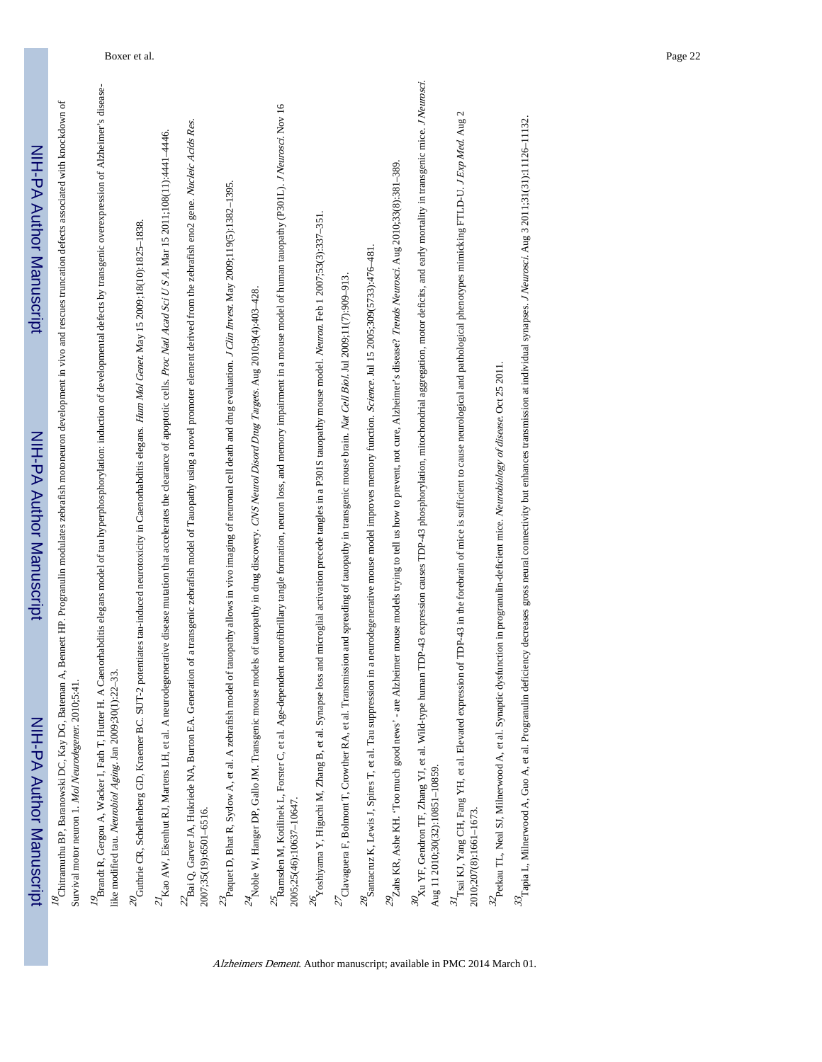18. Chitramuthu BP, Baranowski DC, Kay DG, Bateman A, Bennett HP. Progranulin modulates zebrafish motoneuron development in vivo and rescues truncation defects associated with knockdown of Survival motor neuron 1. *Mol Neurodegener*. 2010;5:41.

19. Brandt R, Gergou A, Wacker I, Fath T, Hutter H. A Caenorhabditis elegans model of tau hyperphosphorylation: induction of developmental defects by transgenic overexpression of Alzheimer's disease-like modified tau. *Neurobiol Aging*. Jan 2009;30(1):22–33.

20. Guthrie CR, Schellenberg GD, Kraemer BC. SUT-2 potentiates tau-induced neurotoxicity in Caenorhabditis elegans. *Hum Mol Genet*. May 15 2009;18(10):1825–1838.

21. Kao AW, Eisenhut RJ, Martens LH, et al. A neurodegenerative disease mutation that accelerates the clearance of apoptotic cells. *Proc Natl Acad Sci U S A*. Mar 15 2011;108(11):4441–4446.

22. Bai Q, Garver JA, Hukriede NA, Burton EA. Generation of a transgenic zebrafish model of Tauopathy using a novel promoter element derived from the zebrafish eno2 gene. *Nucleic Acids Res*. 2007;35(19):6501–6516.

23. Paquet D, Bhat R, Sydow A, et al. A zebrafish model of tauopathy allows in vivo imaging of neuronal cell death and drug evaluation. *J Clin Invest*. May 2009;119(5):1382–1395.

24. Noble W, Hanger DP, Gallo JM. Transgenic mouse models of tauopathy in drug discovery. *CNS Neurol Disord Drug Targets*. Aug 2010;9(4):403–428.

25. Ramsden M, Kotilinek L, Forster C, et al. Age-dependent neurofibrillary tangle formation, neuron loss, and memory impairment in a mouse model of human tauopathy (P301L). *J Neurosci*. Nov 16 2005;25(46):10637–10647.

26. Yoshiyama Y, Higuchi M, Zhang B, et al. Synapse loss and microglial activation precede tangles in a P301S tauopathy mouse model. *Neuron*. Feb 1 2007;53(3):337–351.

27. Clavaguera F, Bolmont T, Crowther RA, et al. Transmission and spreading of tauopathy in transgenic mouse brain. *Nat Cell Biol*. Jul 2009;11(7):909–913.

28. Santacruz K, Lewis J, Spires T, et al. Tau suppression in a neurodegenerative mouse model improves memory function. *Science*. Jul 15 2005;309(5733):476–481.

29. Zahs KR, Ashe KH. 'Too much good news' - are Alzheimer mouse models trying to tell us how to prevent, not cure, Alzheimer's disease? *Trends Neurosci*. Aug 2010;33(8):381–389.

30. Xu YF, Gendron TF, Zhang YJ, et al. Wild-type human TDP-43 expression causes TDP-43 phosphorylation, mitochondrial aggregation, motor deficits, and early mortality in transgenic mice. *J Neurosci*. Aug 11 2010;30(32):10851–10859.

31. Tsai KJ, Yang CH, Fang YH, et al. Elevated expression of TDP-43 in the forebrain of mice is sufficient to cause neurological and pathological phenotypes mimicking FTLD-U. *J Exp Med*. Aug 2 2010;207(8):1661–1673.

32. Petkau TL, Neal SJ, Milnerwood A, et al. Synaptic dysfunction in progranulin-deficient mice. *Neurobiology of disease*. Oct 25 2011.

33. Tapia L, Milnerwood A, Guo A, et al. Progranulin deficiency decreases gross neural connectivity but enhances transmission at individual synapses. *J Neurosci*. Aug 3 2011;31(31):11126–11132.